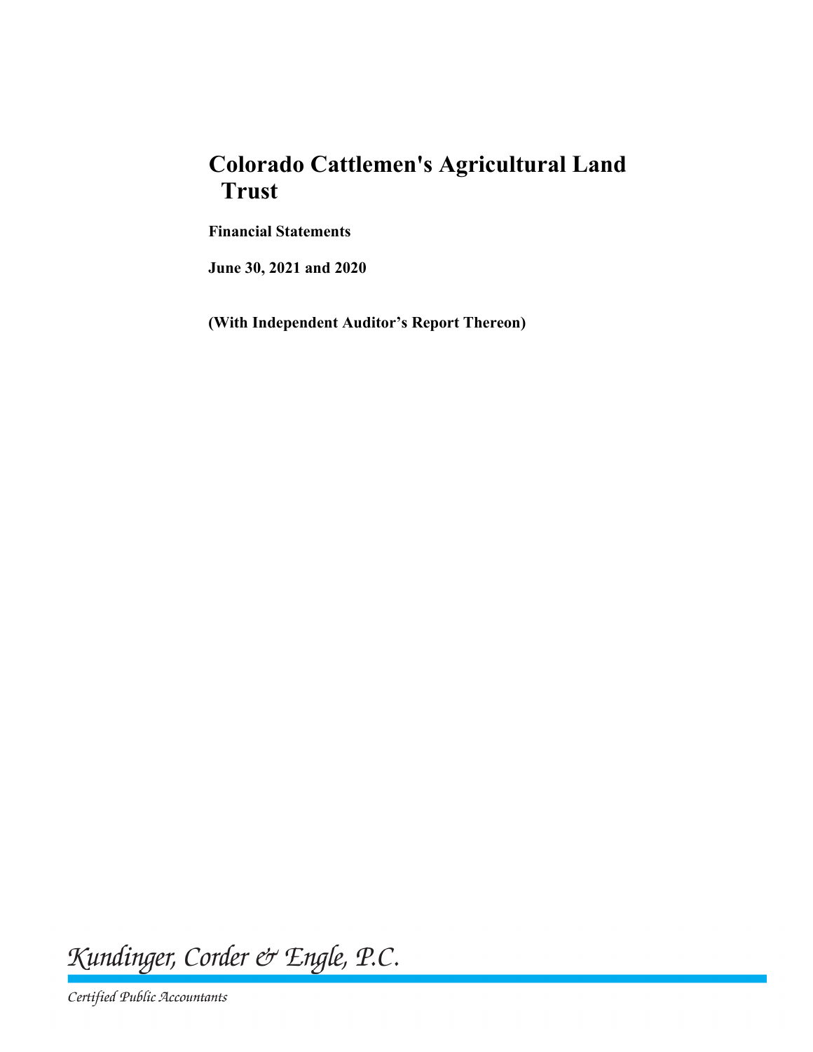# Colorado Cattlemen's Agricultural Land Trust

**Financial Statements**

**June 30, 2021 and 2020**

**(With Independent Auditor's Report Thereon)**

*Kundinger, Corder & Engle, P.C.*

*Certified Public Accountants*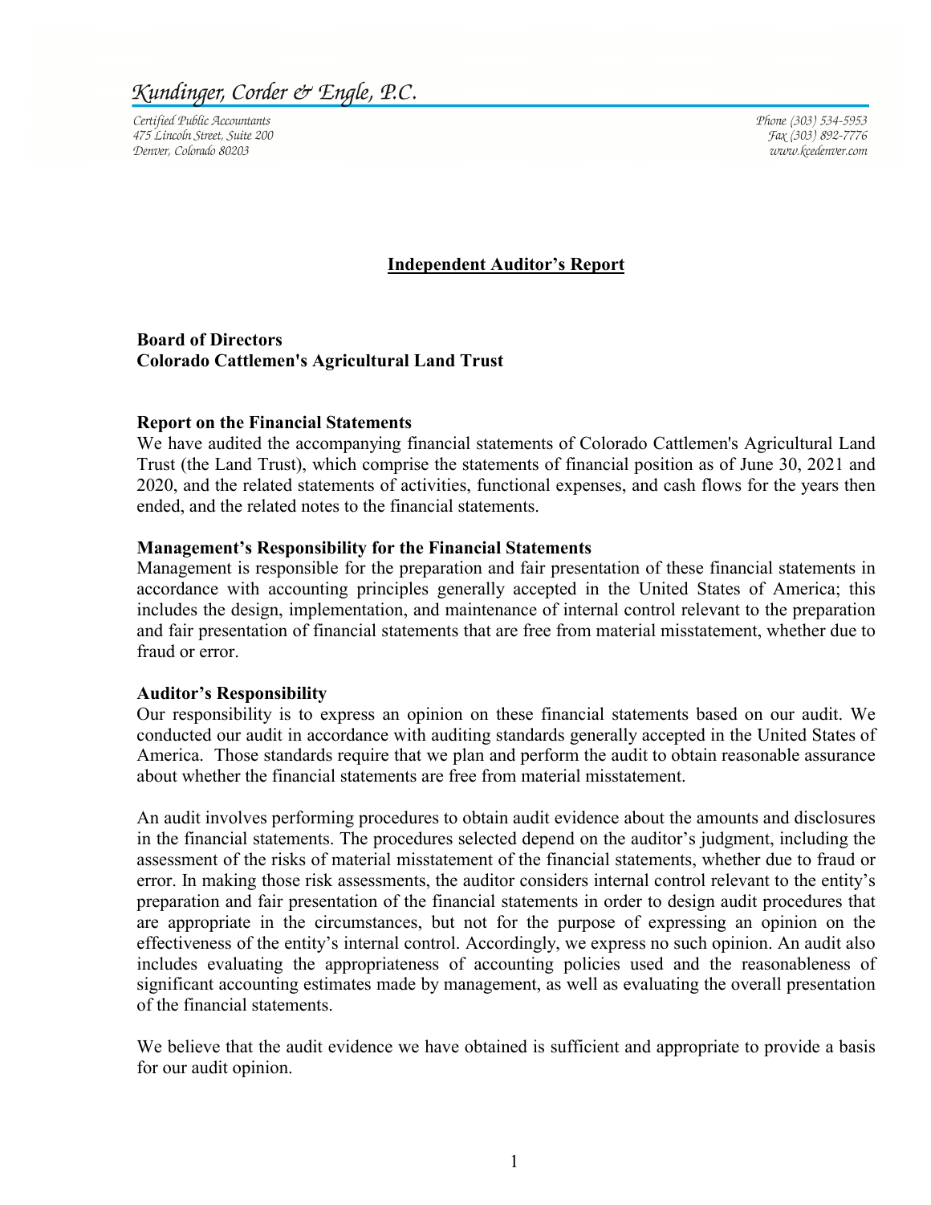*Kundinger, Corder & Engle, P.C.*

*Certified Public Accountants*
*475 Lincoln Street, Suite 200*
*Denver, Colorado 80203*

*Phone (303) 534-5953*
*Fax (303) 892-7776*
*www.kcedenver.com*

# Independent Auditor's Report

**Board of Directors**
**Colorado Cattlemen's Agricultural Land Trust**

**Report on the Financial Statements**

We have audited the accompanying financial statements of Colorado Cattlemen's Agricultural Land Trust (the Land Trust), which comprise the statements of financial position as of June 30, 2021 and 2020, and the related statements of activities, functional expenses, and cash flows for the years then ended, and the related notes to the financial statements.

**Management's Responsibility for the Financial Statements**

Management is responsible for the preparation and fair presentation of these financial statements in accordance with accounting principles generally accepted in the United States of America; this includes the design, implementation, and maintenance of internal control relevant to the preparation and fair presentation of financial statements that are free from material misstatement, whether due to fraud or error.

**Auditor's Responsibility**

Our responsibility is to express an opinion on these financial statements based on our audit. We conducted our audit in accordance with auditing standards generally accepted in the United States of America. Those standards require that we plan and perform the audit to obtain reasonable assurance about whether the financial statements are free from material misstatement.

An audit involves performing procedures to obtain audit evidence about the amounts and disclosures in the financial statements. The procedures selected depend on the auditor's judgment, including the assessment of the risks of material misstatement of the financial statements, whether due to fraud or error. In making those risk assessments, the auditor considers internal control relevant to the entity's preparation and fair presentation of the financial statements in order to design audit procedures that are appropriate in the circumstances, but not for the purpose of expressing an opinion on the effectiveness of the entity's internal control. Accordingly, we express no such opinion. An audit also includes evaluating the appropriateness of accounting policies used and the reasonableness of significant accounting estimates made by management, as well as evaluating the overall presentation of the financial statements.

We believe that the audit evidence we have obtained is sufficient and appropriate to provide a basis for our audit opinion.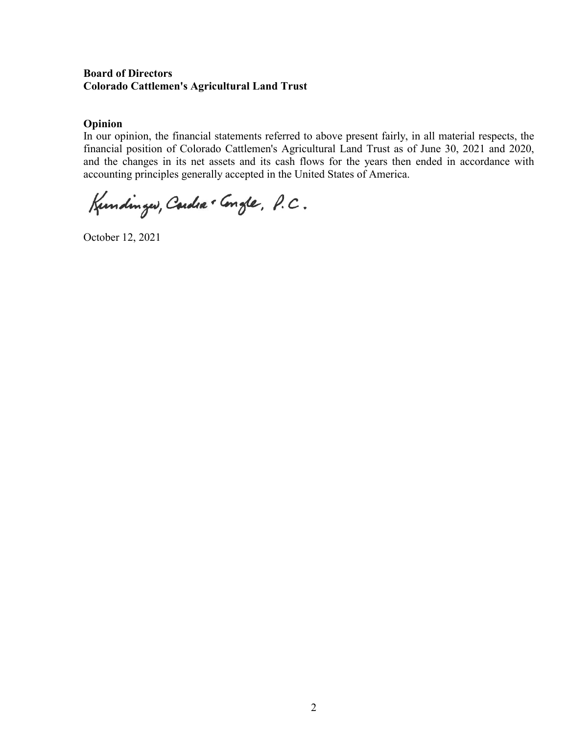**Board of Directors**
**Colorado Cattlemen's Agricultural Land Trust**

**Opinion**

In our opinion, the financial statements referred to above present fairly, in all material respects, the financial position of Colorado Cattlemen's Agricultural Land Trust as of June 30, 2021 and 2020, and the changes in its net assets and its cash flows for the years then ended in accordance with accounting principles generally accepted in the United States of America.

Kundinger, Corder & Engle, P.C.

October 12, 2021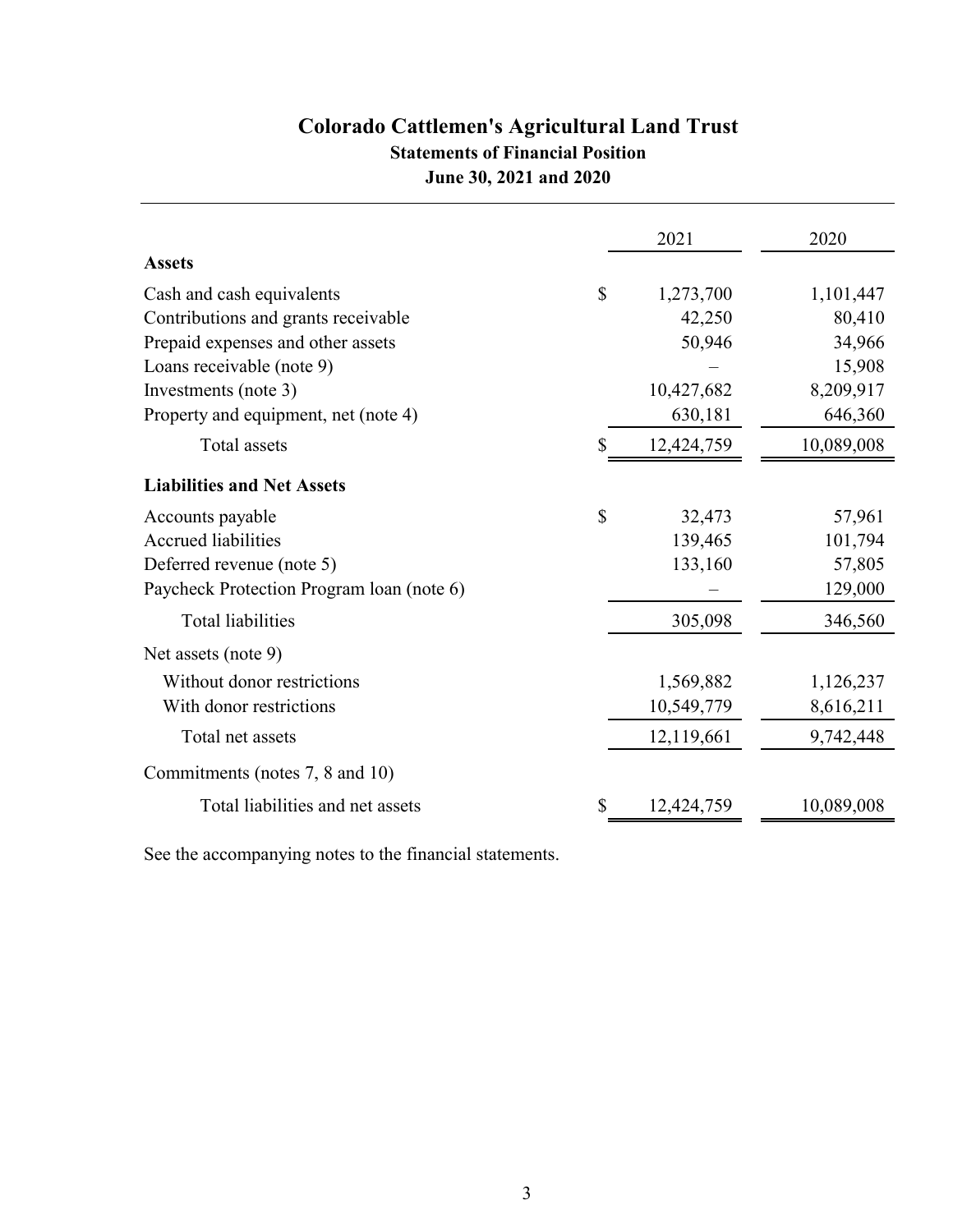# Colorado Cattlemen's Agricultural Land Trust

## Statements of Financial Position

### June 30, 2021 and 2020

| | | 2021 | 2020 |
|---|---|---|---|
| **Assets** | | | |
| Cash and cash equivalents | $ | 1,273,700 | 1,101,447 |
| Contributions and grants receivable | | 42,250 | 80,410 |
| Prepaid expenses and other assets | | 50,946 | 34,966 |
| Loans receivable (note 9) | | – | 15,908 |
| Investments (note 3) | | 10,427,682 | 8,209,917 |
| Property and equipment, net (note 4) | | 630,181 | 646,360 |
| Total assets | $ | 12,424,759 | 10,089,008 |
| **Liabilities and Net Assets** | | | |
| Accounts payable | $ | 32,473 | 57,961 |
| Accrued liabilities | | 139,465 | 101,794 |
| Deferred revenue (note 5) | | 133,160 | 57,805 |
| Paycheck Protection Program loan (note 6) | | – | 129,000 |
| Total liabilities | | 305,098 | 346,560 |
| Net assets (note 9) | | | |
| Without donor restrictions | | 1,569,882 | 1,126,237 |
| With donor restrictions | | 10,549,779 | 8,616,211 |
| Total net assets | | 12,119,661 | 9,742,448 |
| Commitments (notes 7, 8 and 10) | | | |
| Total liabilities and net assets | $ | 12,424,759 | 10,089,008 |

See the accompanying notes to the financial statements.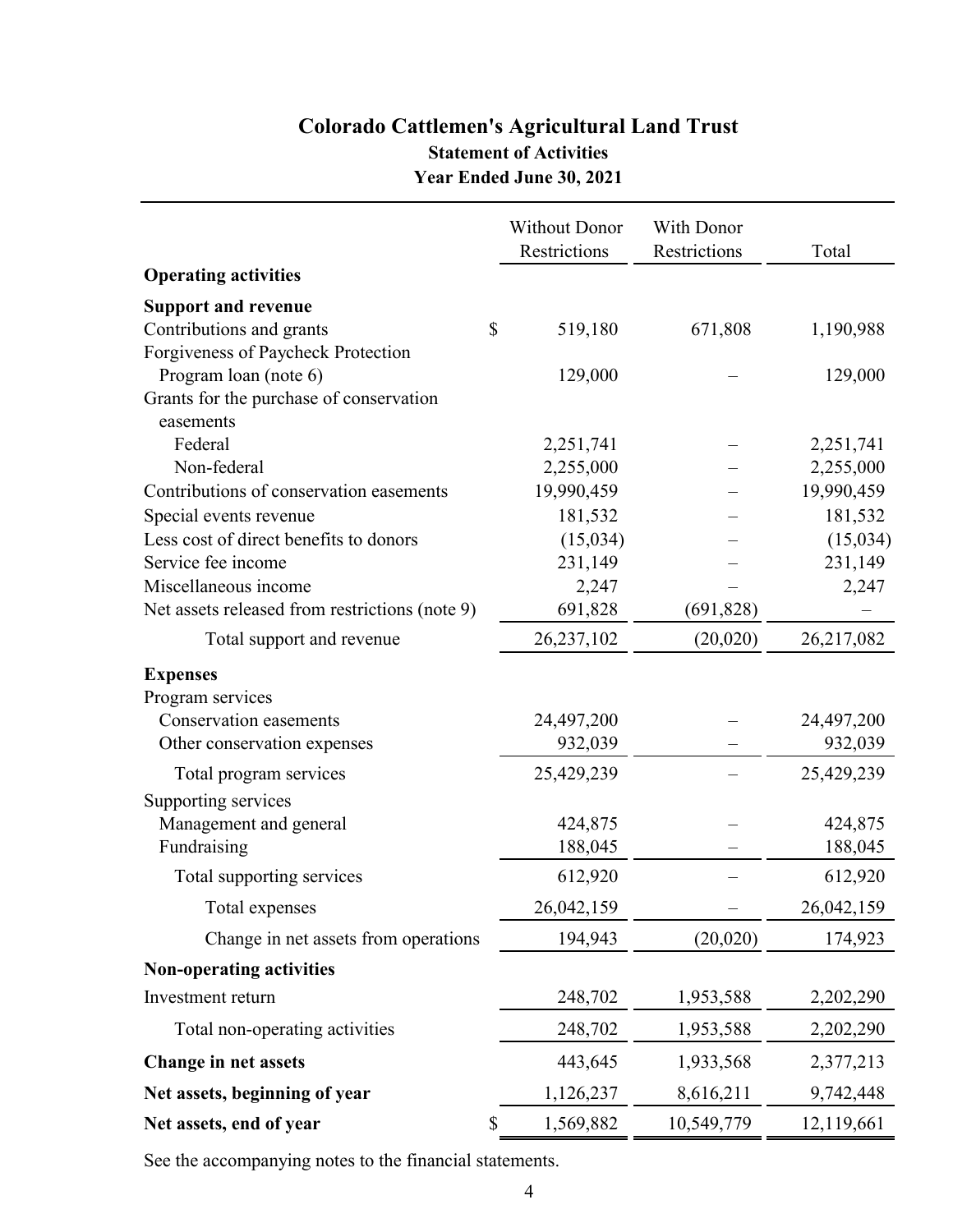# Colorado Cattlemen's Agricultural Land Trust

## Statement of Activities

### Year Ended June 30, 2021

| | Without Donor Restrictions | With Donor Restrictions | Total |
|---|---|---|---|
| **Operating activities** | | | |
| **Support and revenue** | | | |
| Contributions and grants | $ 519,180 | 671,808 | 1,190,988 |
| Forgiveness of Paycheck Protection Program loan (note 6) | 129,000 | – | 129,000 |
| Grants for the purchase of conservation easements | | | |
| Federal | 2,251,741 | – | 2,251,741 |
| Non-federal | 2,255,000 | – | 2,255,000 |
| Contributions of conservation easements | 19,990,459 | – | 19,990,459 |
| Special events revenue | 181,532 | – | 181,532 |
| Less cost of direct benefits to donors | (15,034) | – | (15,034) |
| Service fee income | 231,149 | – | 231,149 |
| Miscellaneous income | 2,247 | – | 2,247 |
| Net assets released from restrictions (note 9) | 691,828 | (691,828) | – |
| Total support and revenue | 26,237,102 | (20,020) | 26,217,082 |
| **Expenses** | | | |
| Program services | | | |
| Conservation easements | 24,497,200 | – | 24,497,200 |
| Other conservation expenses | 932,039 | – | 932,039 |
| Total program services | 25,429,239 | – | 25,429,239 |
| Supporting services | | | |
| Management and general | 424,875 | – | 424,875 |
| Fundraising | 188,045 | – | 188,045 |
| Total supporting services | 612,920 | – | 612,920 |
| Total expenses | 26,042,159 | – | 26,042,159 |
| Change in net assets from operations | 194,943 | (20,020) | 174,923 |
| **Non-operating activities** | | | |
| Investment return | 248,702 | 1,953,588 | 2,202,290 |
| Total non-operating activities | 248,702 | 1,953,588 | 2,202,290 |
| **Change in net assets** | 443,645 | 1,933,568 | 2,377,213 |
| **Net assets, beginning of year** | 1,126,237 | 8,616,211 | 9,742,448 |
| **Net assets, end of year** | $ 1,569,882 | 10,549,779 | 12,119,661 |

See the accompanying notes to the financial statements.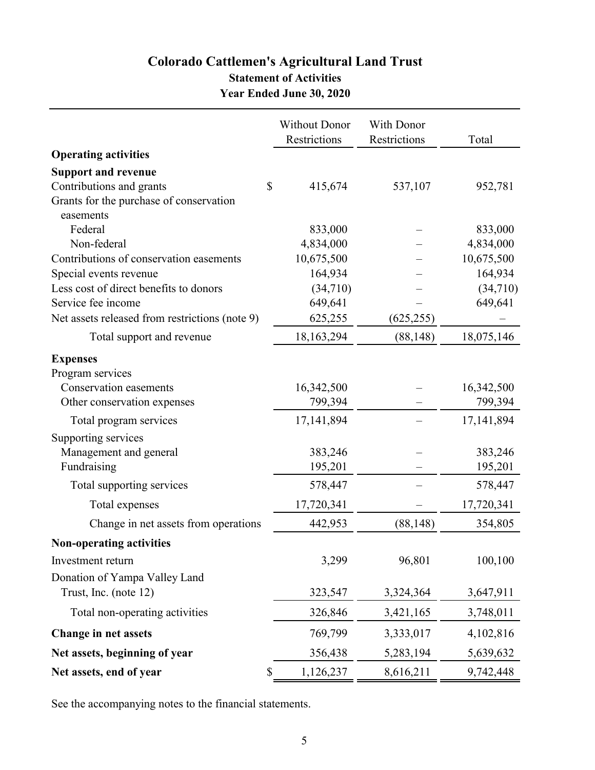# Colorado Cattlemen's Agricultural Land Trust

## Statement of Activities

### Year Ended June 30, 2020

| | Without Donor Restrictions | With Donor Restrictions | Total |
|---|---|---|---|
| **Operating activities** | | | |
| **Support and revenue** | | | |
| Contributions and grants | $ 415,674 | 537,107 | 952,781 |
| Grants for the purchase of conservation easements | | | |
| Federal | 833,000 | – | 833,000 |
| Non-federal | 4,834,000 | – | 4,834,000 |
| Contributions of conservation easements | 10,675,500 | – | 10,675,500 |
| Special events revenue | 164,934 | – | 164,934 |
| Less cost of direct benefits to donors | (34,710) | – | (34,710) |
| Service fee income | 649,641 | – | 649,641 |
| Net assets released from restrictions (note 9) | 625,255 | (625,255) | – |
| Total support and revenue | 18,163,294 | (88,148) | 18,075,146 |
| **Expenses** | | | |
| Program services | | | |
| Conservation easements | 16,342,500 | – | 16,342,500 |
| Other conservation expenses | 799,394 | – | 799,394 |
| Total program services | 17,141,894 | – | 17,141,894 |
| Supporting services | | | |
| Management and general | 383,246 | – | 383,246 |
| Fundraising | 195,201 | – | 195,201 |
| Total supporting services | 578,447 | – | 578,447 |
| Total expenses | 17,720,341 | – | 17,720,341 |
| Change in net assets from operations | 442,953 | (88,148) | 354,805 |
| **Non-operating activities** | | | |
| Investment return | 3,299 | 96,801 | 100,100 |
| Donation of Yampa Valley Land Trust, Inc. (note 12) | 323,547 | 3,324,364 | 3,647,911 |
| Total non-operating activities | 326,846 | 3,421,165 | 3,748,011 |
| **Change in net assets** | 769,799 | 3,333,017 | 4,102,816 |
| **Net assets, beginning of year** | 356,438 | 5,283,194 | 5,639,632 |
| **Net assets, end of year** | $ 1,126,237 | 8,616,211 | 9,742,448 |

See the accompanying notes to the financial statements.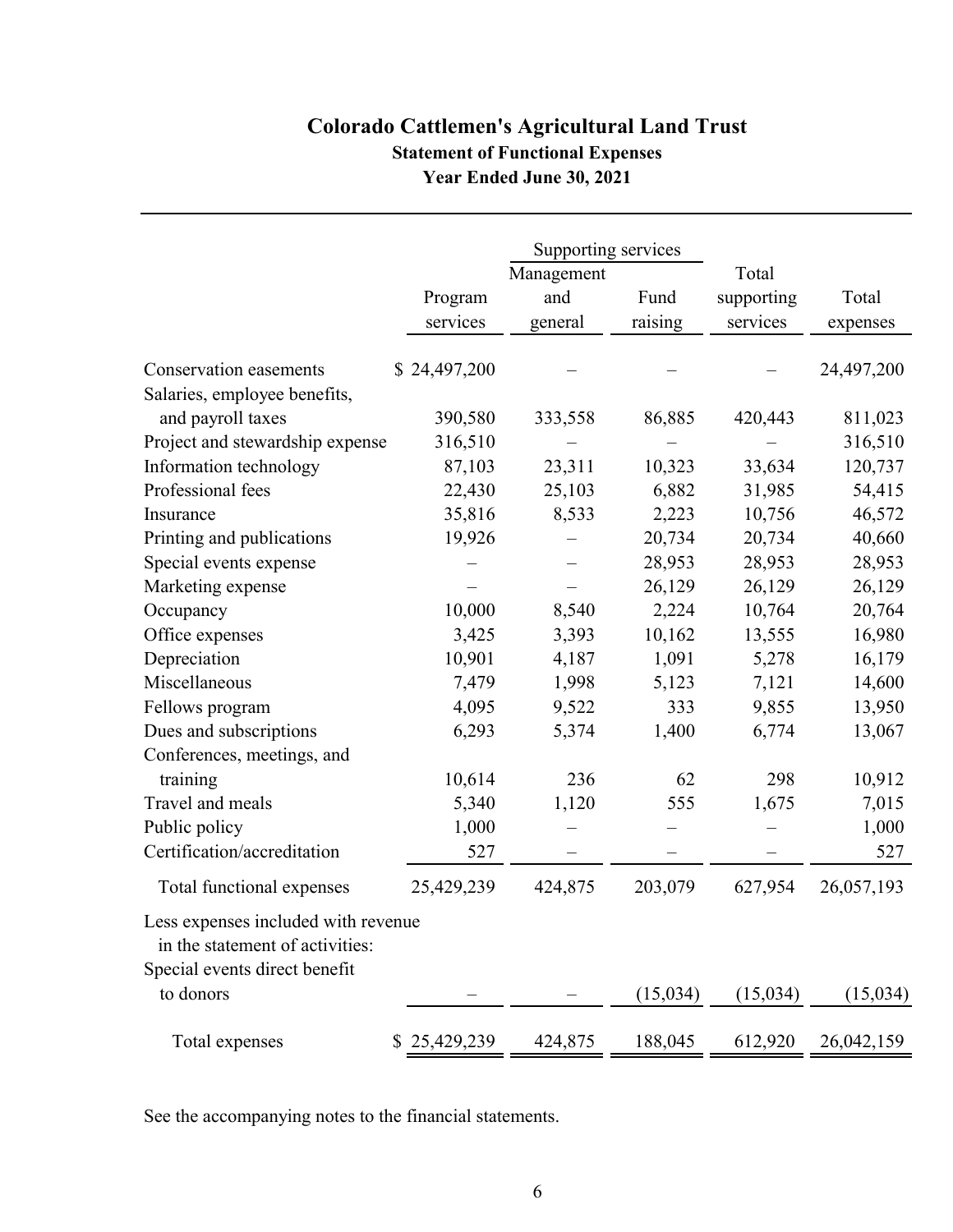# Colorado Cattlemen's Agricultural Land Trust

## Statement of Functional Expenses

### Year Ended June 30, 2021

| | Program services | Supporting services: Management and general | Supporting services: Fund raising | Total supporting services | Total expenses |
|---|---|---|---|---|---|
| Conservation easements | $ 24,497,200 | – | – | – | 24,497,200 |
| Salaries, employee benefits, and payroll taxes | 390,580 | 333,558 | 86,885 | 420,443 | 811,023 |
| Project and stewardship expense | 316,510 | – | – | – | 316,510 |
| Information technology | 87,103 | 23,311 | 10,323 | 33,634 | 120,737 |
| Professional fees | 22,430 | 25,103 | 6,882 | 31,985 | 54,415 |
| Insurance | 35,816 | 8,533 | 2,223 | 10,756 | 46,572 |
| Printing and publications | 19,926 | – | 20,734 | 20,734 | 40,660 |
| Special events expense | – | – | 28,953 | 28,953 | 28,953 |
| Marketing expense | – | – | 26,129 | 26,129 | 26,129 |
| Occupancy | 10,000 | 8,540 | 2,224 | 10,764 | 20,764 |
| Office expenses | 3,425 | 3,393 | 10,162 | 13,555 | 16,980 |
| Depreciation | 10,901 | 4,187 | 1,091 | 5,278 | 16,179 |
| Miscellaneous | 7,479 | 1,998 | 5,123 | 7,121 | 14,600 |
| Fellows program | 4,095 | 9,522 | 333 | 9,855 | 13,950 |
| Dues and subscriptions | 6,293 | 5,374 | 1,400 | 6,774 | 13,067 |
| Conferences, meetings, and training | 10,614 | 236 | 62 | 298 | 10,912 |
| Travel and meals | 5,340 | 1,120 | 555 | 1,675 | 7,015 |
| Public policy | 1,000 | – | – | – | 1,000 |
| Certification/accreditation | 527 | – | – | – | 527 |
| Total functional expenses | 25,429,239 | 424,875 | 203,079 | 627,954 | 26,057,193 |
| Less expenses included with revenue in the statement of activities: | | | | | |
| Special events direct benefit to donors | – | – | (15,034) | (15,034) | (15,034) |
| Total expenses | $ 25,429,239 | 424,875 | 188,045 | 612,920 | 26,042,159 |

See the accompanying notes to the financial statements.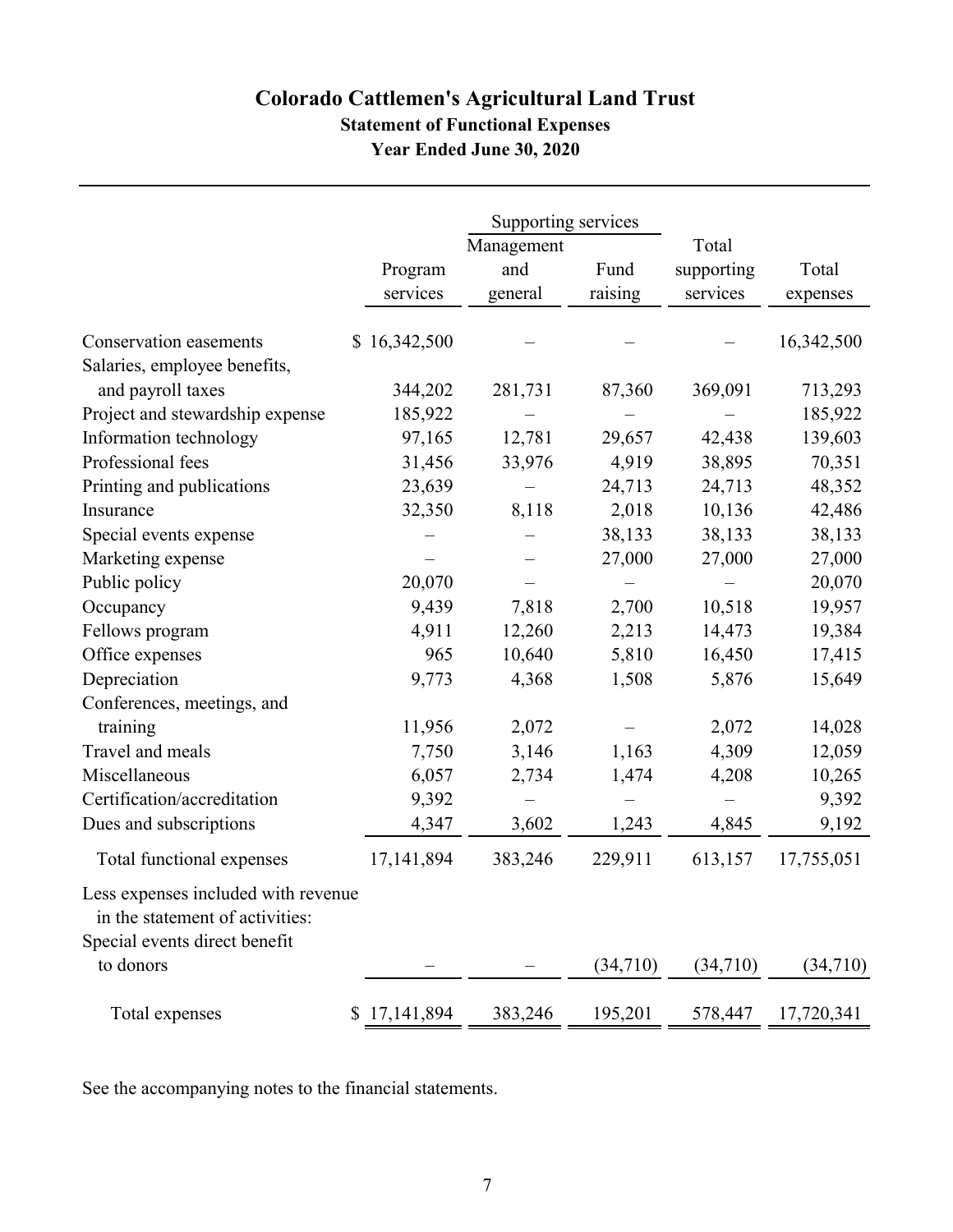# Colorado Cattlemen's Agricultural Land Trust
## Statement of Functional Expenses
## Year Ended June 30, 2020

| | Program services | Supporting services | | | Total expenses |
|---|---|---|---|---|---|
| | | Management and general | Fund raising | Total supporting services | |
| Conservation easements | $ 16,342,500 | – | – | – | 16,342,500 |
| Salaries, employee benefits, and payroll taxes | 344,202 | 281,731 | 87,360 | 369,091 | 713,293 |
| Project and stewardship expense | 185,922 | – | – | – | 185,922 |
| Information technology | 97,165 | 12,781 | 29,657 | 42,438 | 139,603 |
| Professional fees | 31,456 | 33,976 | 4,919 | 38,895 | 70,351 |
| Printing and publications | 23,639 | – | 24,713 | 24,713 | 48,352 |
| Insurance | 32,350 | 8,118 | 2,018 | 10,136 | 42,486 |
| Special events expense | – | – | 38,133 | 38,133 | 38,133 |
| Marketing expense | – | – | 27,000 | 27,000 | 27,000 |
| Public policy | 20,070 | – | – | – | 20,070 |
| Occupancy | 9,439 | 7,818 | 2,700 | 10,518 | 19,957 |
| Fellows program | 4,911 | 12,260 | 2,213 | 14,473 | 19,384 |
| Office expenses | 965 | 10,640 | 5,810 | 16,450 | 17,415 |
| Depreciation | 9,773 | 4,368 | 1,508 | 5,876 | 15,649 |
| Conferences, meetings, and training | 11,956 | 2,072 | – | 2,072 | 14,028 |
| Travel and meals | 7,750 | 3,146 | 1,163 | 4,309 | 12,059 |
| Miscellaneous | 6,057 | 2,734 | 1,474 | 4,208 | 10,265 |
| Certification/accreditation | 9,392 | – | – | – | 9,392 |
| Dues and subscriptions | 4,347 | 3,602 | 1,243 | 4,845 | 9,192 |
| Total functional expenses | 17,141,894 | 383,246 | 229,911 | 613,157 | 17,755,051 |
| Less expenses included with revenue in the statement of activities: | | | | | |
| Special events direct benefit to donors | – | – | (34,710) | (34,710) | (34,710) |
| Total expenses | $ 17,141,894 | 383,246 | 195,201 | 578,447 | 17,720,341 |

See the accompanying notes to the financial statements.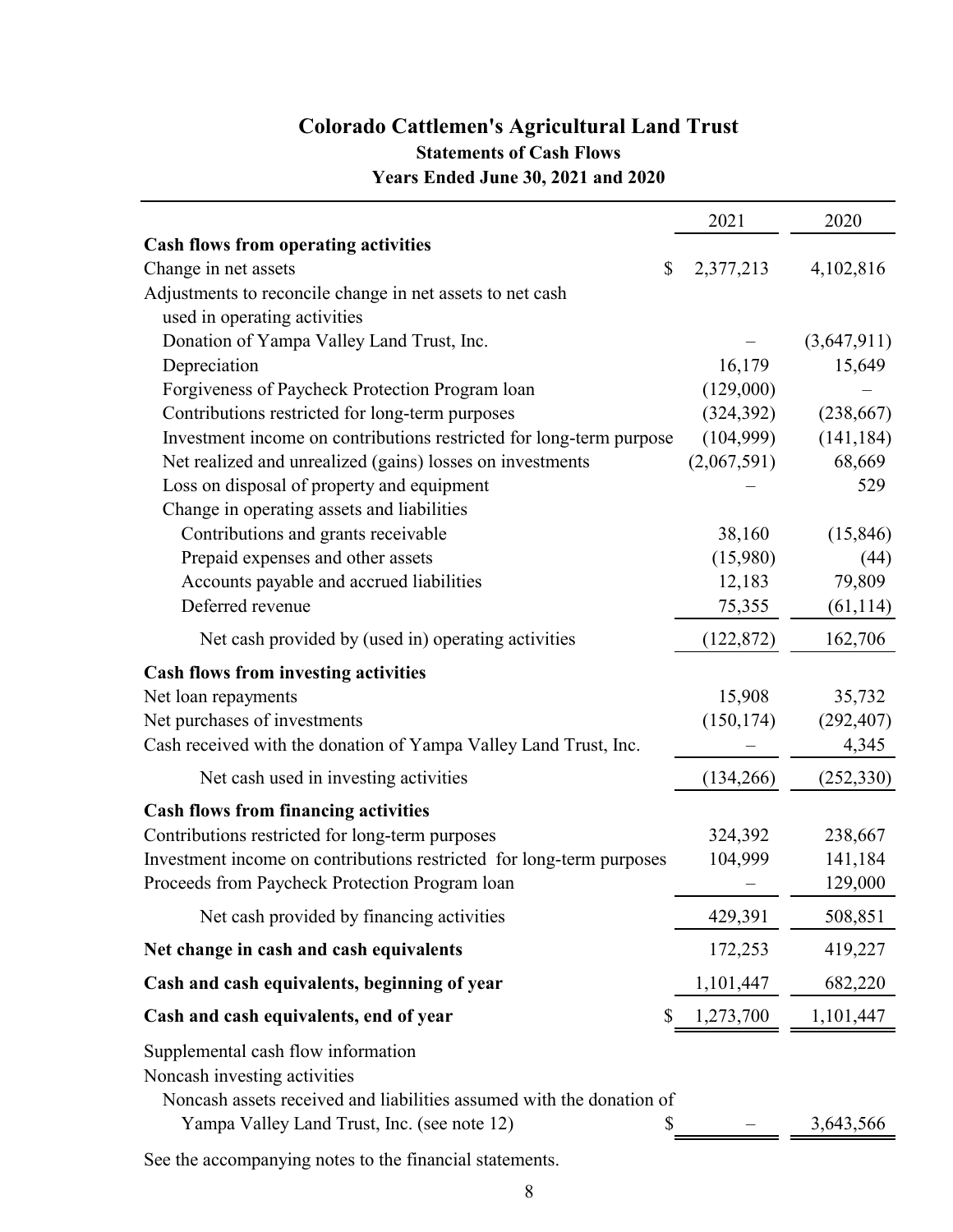# Colorado Cattlemen's Agricultural Land Trust

## Statements of Cash Flows

### Years Ended June 30, 2021 and 2020

| | 2021 | 2020 |
|---|---|---|
| **Cash flows from operating activities** | | |
| Change in net assets | $ 2,377,213 | 4,102,816 |
| Adjustments to reconcile change in net assets to net cash used in operating activities | | |
| Donation of Yampa Valley Land Trust, Inc. | – | (3,647,911) |
| Depreciation | 16,179 | 15,649 |
| Forgiveness of Paycheck Protection Program loan | (129,000) | – |
| Contributions restricted for long-term purposes | (324,392) | (238,667) |
| Investment income on contributions restricted for long-term purpose | (104,999) | (141,184) |
| Net realized and unrealized (gains) losses on investments | (2,067,591) | 68,669 |
| Loss on disposal of property and equipment | – | 529 |
| Change in operating assets and liabilities | | |
| Contributions and grants receivable | 38,160 | (15,846) |
| Prepaid expenses and other assets | (15,980) | (44) |
| Accounts payable and accrued liabilities | 12,183 | 79,809 |
| Deferred revenue | 75,355 | (61,114) |
| Net cash provided by (used in) operating activities | (122,872) | 162,706 |
| **Cash flows from investing activities** | | |
| Net loan repayments | 15,908 | 35,732 |
| Net purchases of investments | (150,174) | (292,407) |
| Cash received with the donation of Yampa Valley Land Trust, Inc. | – | 4,345 |
| Net cash used in investing activities | (134,266) | (252,330) |
| **Cash flows from financing activities** | | |
| Contributions restricted for long-term purposes | 324,392 | 238,667 |
| Investment income on contributions restricted for long-term purposes | 104,999 | 141,184 |
| Proceeds from Paycheck Protection Program loan | – | 129,000 |
| Net cash provided by financing activities | 429,391 | 508,851 |
| **Net change in cash and cash equivalents** | 172,253 | 419,227 |
| **Cash and cash equivalents, beginning of year** | 1,101,447 | 682,220 |
| **Cash and cash equivalents, end of year** | $ 1,273,700 | 1,101,447 |
| Supplemental cash flow information | | |
| Noncash investing activities | | |
| Noncash assets received and liabilities assumed with the donation of Yampa Valley Land Trust, Inc. (see note 12) | $ – | 3,643,566 |

See the accompanying notes to the financial statements.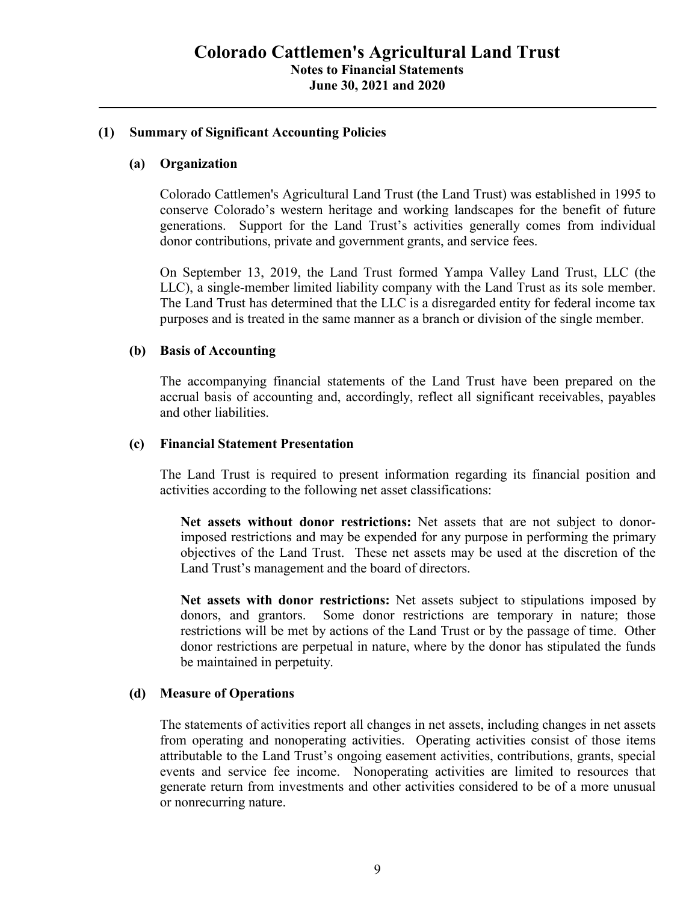# Colorado Cattlemen's Agricultural Land Trust

**Notes to Financial Statements**
**June 30, 2021 and 2020**

## (1) Summary of Significant Accounting Policies

### (a) Organization

Colorado Cattlemen's Agricultural Land Trust (the Land Trust) was established in 1995 to conserve Colorado's western heritage and working landscapes for the benefit of future generations. Support for the Land Trust's activities generally comes from individual donor contributions, private and government grants, and service fees.

On September 13, 2019, the Land Trust formed Yampa Valley Land Trust, LLC (the LLC), a single-member limited liability company with the Land Trust as its sole member. The Land Trust has determined that the LLC is a disregarded entity for federal income tax purposes and is treated in the same manner as a branch or division of the single member.

### (b) Basis of Accounting

The accompanying financial statements of the Land Trust have been prepared on the accrual basis of accounting and, accordingly, reflect all significant receivables, payables and other liabilities.

### (c) Financial Statement Presentation

The Land Trust is required to present information regarding its financial position and activities according to the following net asset classifications:

**Net assets without donor restrictions:** Net assets that are not subject to donor-imposed restrictions and may be expended for any purpose in performing the primary objectives of the Land Trust. These net assets may be used at the discretion of the Land Trust's management and the board of directors.

**Net assets with donor restrictions:** Net assets subject to stipulations imposed by donors, and grantors. Some donor restrictions are temporary in nature; those restrictions will be met by actions of the Land Trust or by the passage of time. Other donor restrictions are perpetual in nature, where by the donor has stipulated the funds be maintained in perpetuity.

### (d) Measure of Operations

The statements of activities report all changes in net assets, including changes in net assets from operating and nonoperating activities. Operating activities consist of those items attributable to the Land Trust's ongoing easement activities, contributions, grants, special events and service fee income. Nonoperating activities are limited to resources that generate return from investments and other activities considered to be of a more unusual or nonrecurring nature.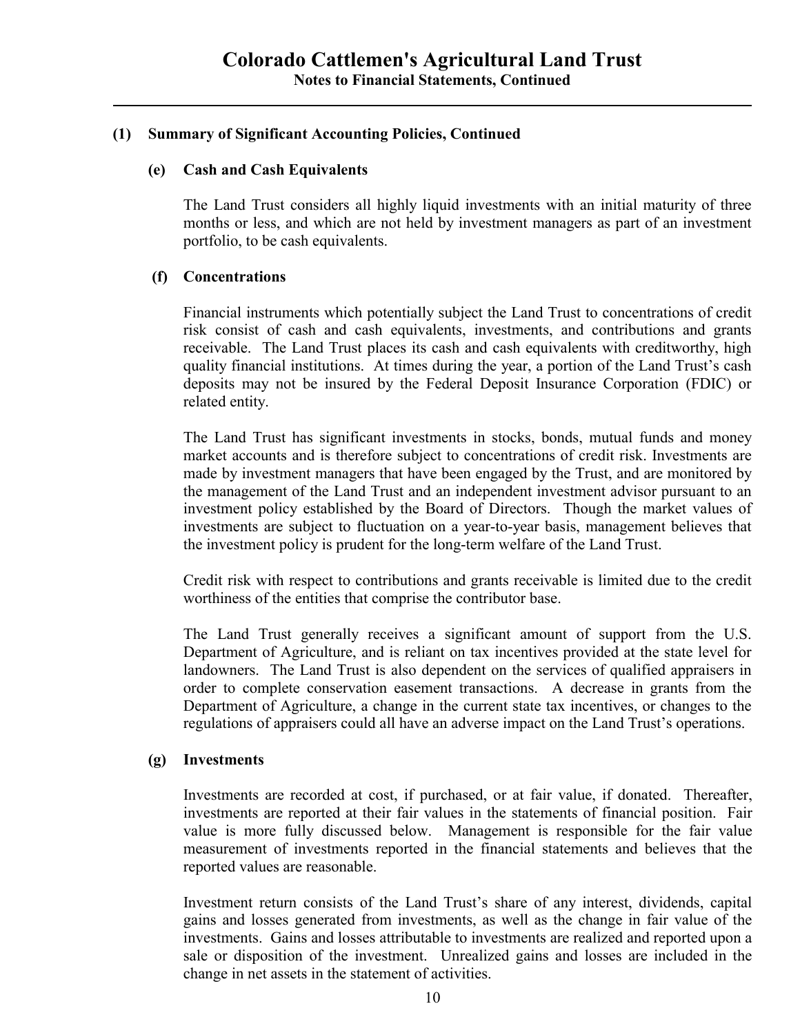## (1) Summary of Significant Accounting Policies, Continued

### (e) Cash and Cash Equivalents

The Land Trust considers all highly liquid investments with an initial maturity of three months or less, and which are not held by investment managers as part of an investment portfolio, to be cash equivalents.

### (f) Concentrations

Financial instruments which potentially subject the Land Trust to concentrations of credit risk consist of cash and cash equivalents, investments, and contributions and grants receivable. The Land Trust places its cash and cash equivalents with creditworthy, high quality financial institutions. At times during the year, a portion of the Land Trust's cash deposits may not be insured by the Federal Deposit Insurance Corporation (FDIC) or related entity.

The Land Trust has significant investments in stocks, bonds, mutual funds and money market accounts and is therefore subject to concentrations of credit risk. Investments are made by investment managers that have been engaged by the Trust, and are monitored by the management of the Land Trust and an independent investment advisor pursuant to an investment policy established by the Board of Directors. Though the market values of investments are subject to fluctuation on a year-to-year basis, management believes that the investment policy is prudent for the long-term welfare of the Land Trust.

Credit risk with respect to contributions and grants receivable is limited due to the credit worthiness of the entities that comprise the contributor base.

The Land Trust generally receives a significant amount of support from the U.S. Department of Agriculture, and is reliant on tax incentives provided at the state level for landowners. The Land Trust is also dependent on the services of qualified appraisers in order to complete conservation easement transactions. A decrease in grants from the Department of Agriculture, a change in the current state tax incentives, or changes to the regulations of appraisers could all have an adverse impact on the Land Trust's operations.

### (g) Investments

Investments are recorded at cost, if purchased, or at fair value, if donated. Thereafter, investments are reported at their fair values in the statements of financial position. Fair value is more fully discussed below. Management is responsible for the fair value measurement of investments reported in the financial statements and believes that the reported values are reasonable.

Investment return consists of the Land Trust's share of any interest, dividends, capital gains and losses generated from investments, as well as the change in fair value of the investments. Gains and losses attributable to investments are realized and reported upon a sale or disposition of the investment. Unrealized gains and losses are included in the change in net assets in the statement of activities.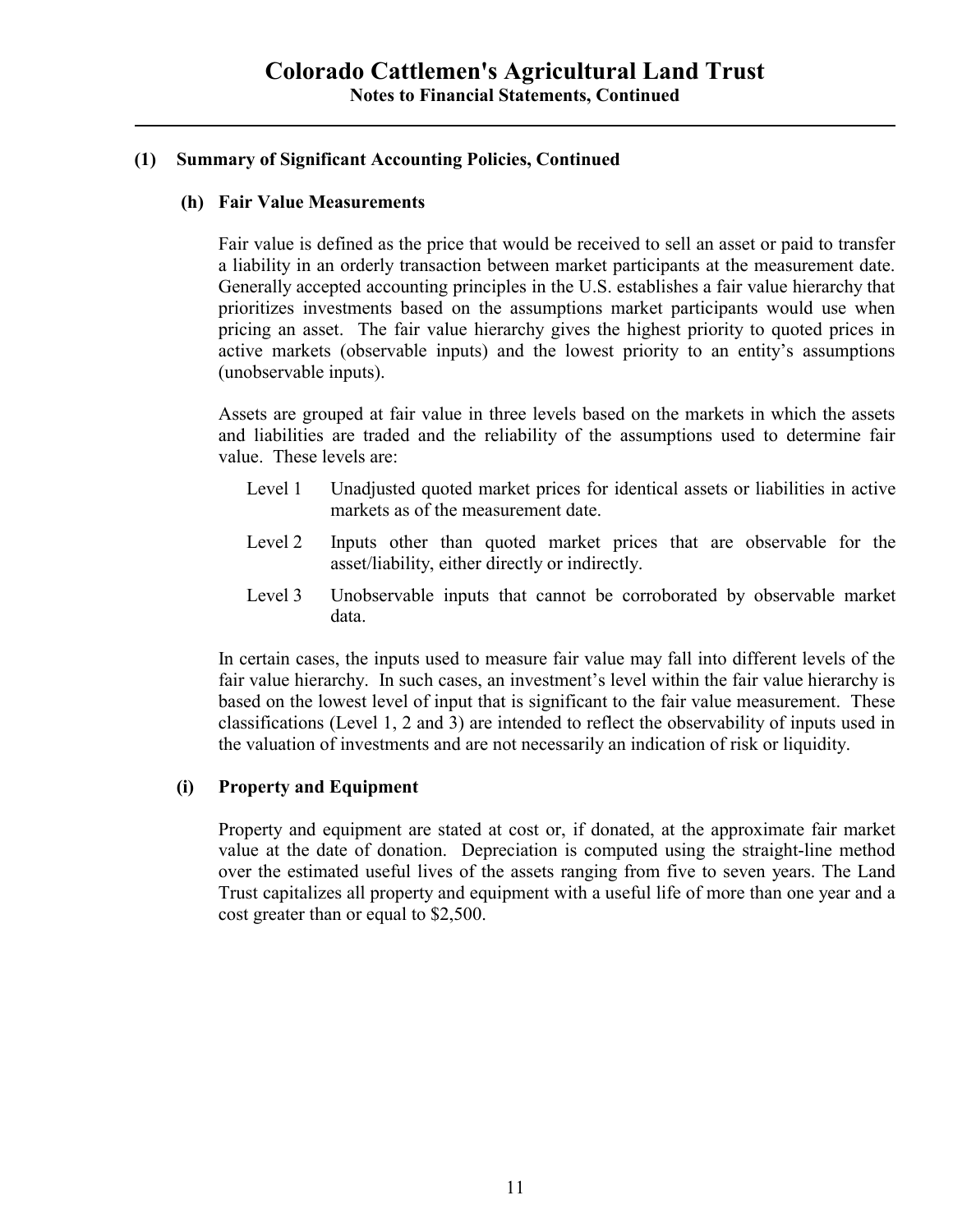## (1) Summary of Significant Accounting Policies, Continued

### (h) Fair Value Measurements

Fair value is defined as the price that would be received to sell an asset or paid to transfer a liability in an orderly transaction between market participants at the measurement date. Generally accepted accounting principles in the U.S. establishes a fair value hierarchy that prioritizes investments based on the assumptions market participants would use when pricing an asset. The fair value hierarchy gives the highest priority to quoted prices in active markets (observable inputs) and the lowest priority to an entity's assumptions (unobservable inputs).

Assets are grouped at fair value in three levels based on the markets in which the assets and liabilities are traded and the reliability of the assumptions used to determine fair value. These levels are:

- Level 1 Unadjusted quoted market prices for identical assets or liabilities in active markets as of the measurement date.
- Level 2 Inputs other than quoted market prices that are observable for the asset/liability, either directly or indirectly.
- Level 3 Unobservable inputs that cannot be corroborated by observable market data.

In certain cases, the inputs used to measure fair value may fall into different levels of the fair value hierarchy. In such cases, an investment's level within the fair value hierarchy is based on the lowest level of input that is significant to the fair value measurement. These classifications (Level 1, 2 and 3) are intended to reflect the observability of inputs used in the valuation of investments and are not necessarily an indication of risk or liquidity.

### (i) Property and Equipment

Property and equipment are stated at cost or, if donated, at the approximate fair market value at the date of donation. Depreciation is computed using the straight-line method over the estimated useful lives of the assets ranging from five to seven years. The Land Trust capitalizes all property and equipment with a useful life of more than one year and a cost greater than or equal to $2,500.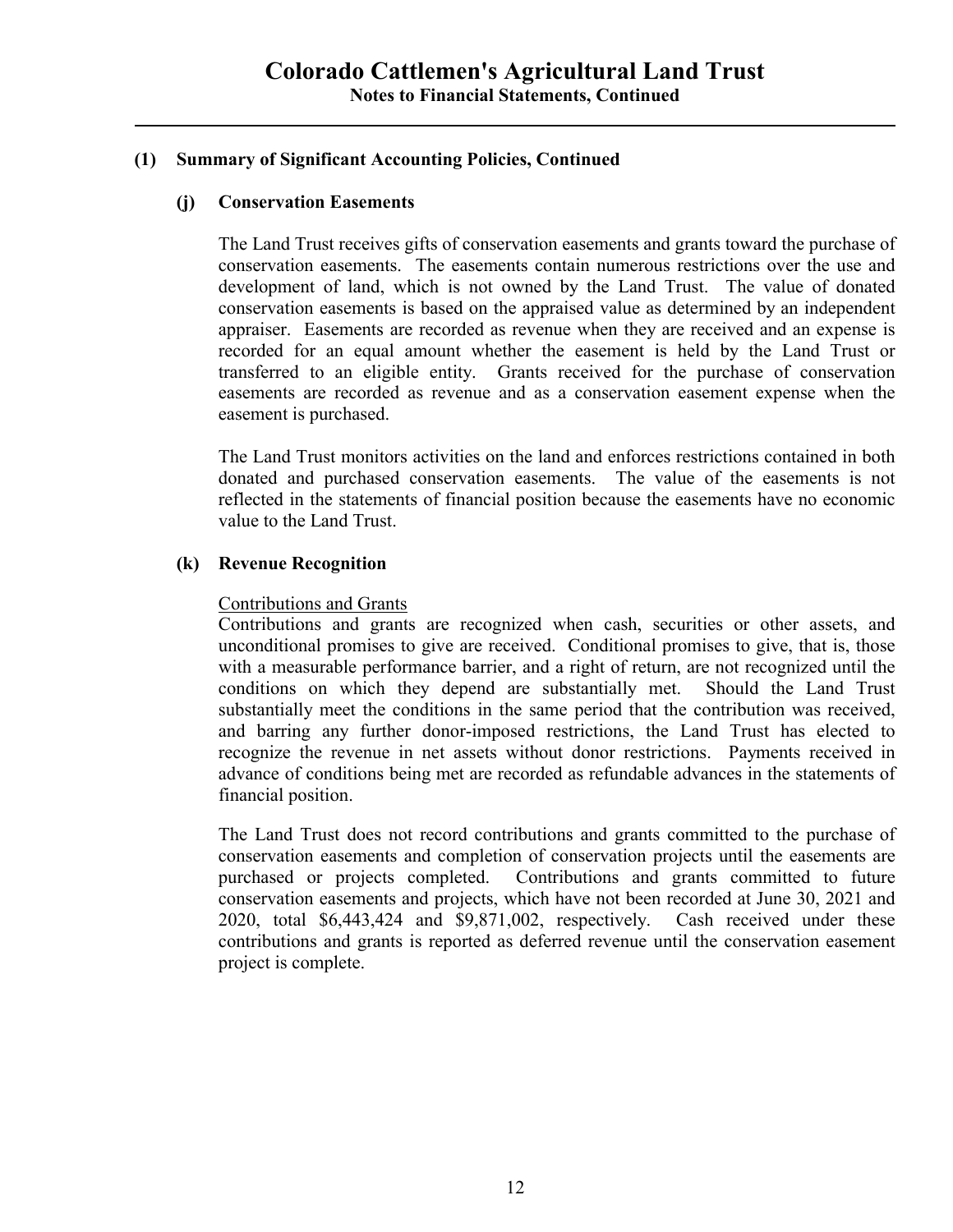## (1) Summary of Significant Accounting Policies, Continued

### (j) Conservation Easements

The Land Trust receives gifts of conservation easements and grants toward the purchase of conservation easements. The easements contain numerous restrictions over the use and development of land, which is not owned by the Land Trust. The value of donated conservation easements is based on the appraised value as determined by an independent appraiser. Easements are recorded as revenue when they are received and an expense is recorded for an equal amount whether the easement is held by the Land Trust or transferred to an eligible entity. Grants received for the purchase of conservation easements are recorded as revenue and as a conservation easement expense when the easement is purchased.

The Land Trust monitors activities on the land and enforces restrictions contained in both donated and purchased conservation easements. The value of the easements is not reflected in the statements of financial position because the easements have no economic value to the Land Trust.

### (k) Revenue Recognition

Contributions and Grants

Contributions and grants are recognized when cash, securities or other assets, and unconditional promises to give are received. Conditional promises to give, that is, those with a measurable performance barrier, and a right of return, are not recognized until the conditions on which they depend are substantially met. Should the Land Trust substantially meet the conditions in the same period that the contribution was received, and barring any further donor-imposed restrictions, the Land Trust has elected to recognize the revenue in net assets without donor restrictions. Payments received in advance of conditions being met are recorded as refundable advances in the statements of financial position.

The Land Trust does not record contributions and grants committed to the purchase of conservation easements and completion of conservation projects until the easements are purchased or projects completed. Contributions and grants committed to future conservation easements and projects, which have not been recorded at June 30, 2021 and 2020, total $6,443,424 and $9,871,002, respectively. Cash received under these contributions and grants is reported as deferred revenue until the conservation easement project is complete.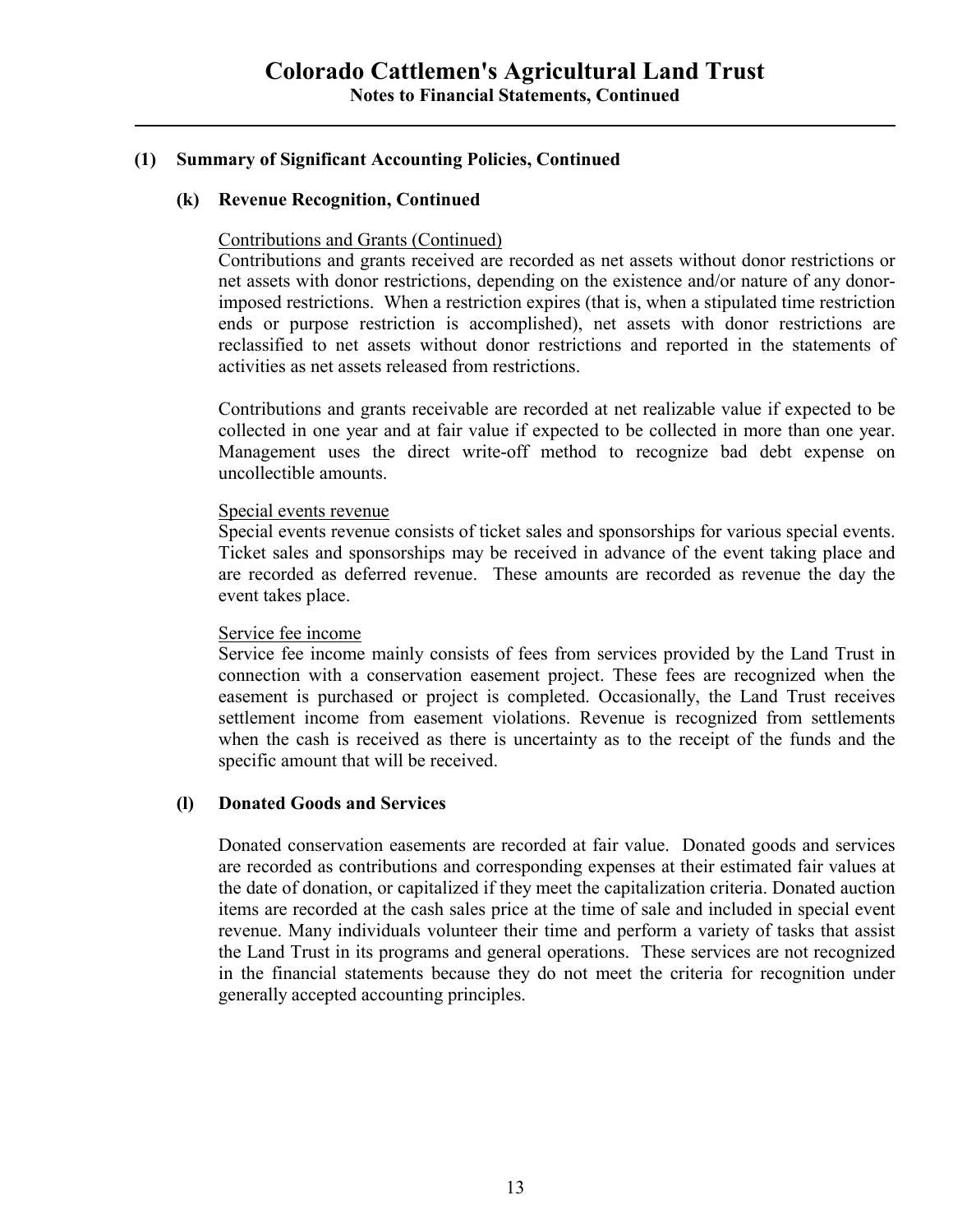## (1) Summary of Significant Accounting Policies, Continued

### (k) Revenue Recognition, Continued

Contributions and Grants (Continued)

Contributions and grants received are recorded as net assets without donor restrictions or net assets with donor restrictions, depending on the existence and/or nature of any donor-imposed restrictions. When a restriction expires (that is, when a stipulated time restriction ends or purpose restriction is accomplished), net assets with donor restrictions are reclassified to net assets without donor restrictions and reported in the statements of activities as net assets released from restrictions.

Contributions and grants receivable are recorded at net realizable value if expected to be collected in one year and at fair value if expected to be collected in more than one year. Management uses the direct write-off method to recognize bad debt expense on uncollectible amounts.

Special events revenue

Special events revenue consists of ticket sales and sponsorships for various special events. Ticket sales and sponsorships may be received in advance of the event taking place and are recorded as deferred revenue. These amounts are recorded as revenue the day the event takes place.

Service fee income

Service fee income mainly consists of fees from services provided by the Land Trust in connection with a conservation easement project. These fees are recognized when the easement is purchased or project is completed. Occasionally, the Land Trust receives settlement income from easement violations. Revenue is recognized from settlements when the cash is received as there is uncertainty as to the receipt of the funds and the specific amount that will be received.

### (l) Donated Goods and Services

Donated conservation easements are recorded at fair value. Donated goods and services are recorded as contributions and corresponding expenses at their estimated fair values at the date of donation, or capitalized if they meet the capitalization criteria. Donated auction items are recorded at the cash sales price at the time of sale and included in special event revenue. Many individuals volunteer their time and perform a variety of tasks that assist the Land Trust in its programs and general operations. These services are not recognized in the financial statements because they do not meet the criteria for recognition under generally accepted accounting principles.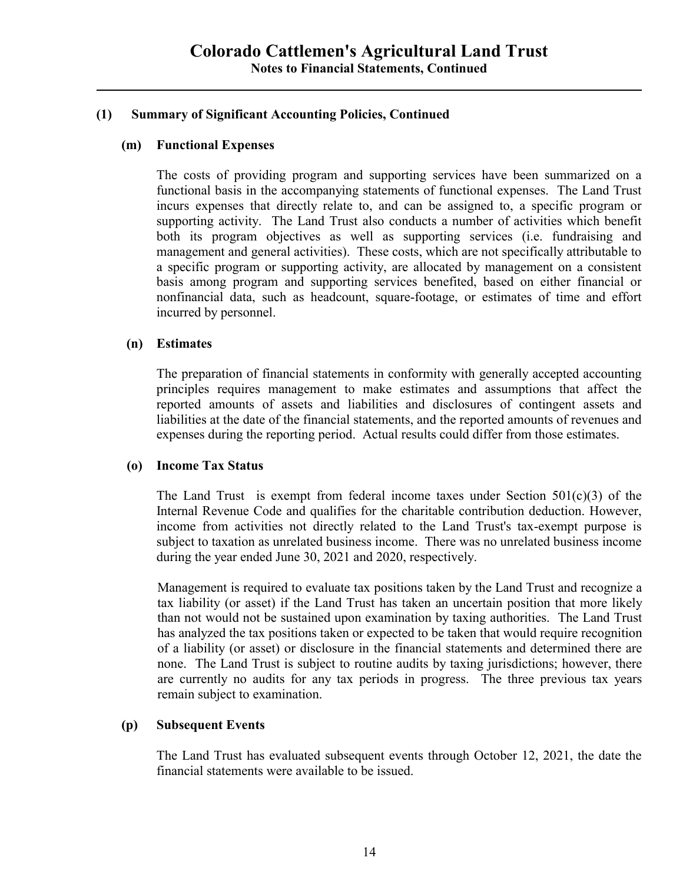# Colorado Cattlemen's Agricultural Land Trust

**Notes to Financial Statements, Continued**

## (1) Summary of Significant Accounting Policies, Continued

### (m) Functional Expenses

The costs of providing program and supporting services have been summarized on a functional basis in the accompanying statements of functional expenses. The Land Trust incurs expenses that directly relate to, and can be assigned to, a specific program or supporting activity. The Land Trust also conducts a number of activities which benefit both its program objectives as well as supporting services (i.e. fundraising and management and general activities). These costs, which are not specifically attributable to a specific program or supporting activity, are allocated by management on a consistent basis among program and supporting services benefited, based on either financial or nonfinancial data, such as headcount, square-footage, or estimates of time and effort incurred by personnel.

### (n) Estimates

The preparation of financial statements in conformity with generally accepted accounting principles requires management to make estimates and assumptions that affect the reported amounts of assets and liabilities and disclosures of contingent assets and liabilities at the date of the financial statements, and the reported amounts of revenues and expenses during the reporting period. Actual results could differ from those estimates.

### (o) Income Tax Status

The Land Trust is exempt from federal income taxes under Section 501(c)(3) of the Internal Revenue Code and qualifies for the charitable contribution deduction. However, income from activities not directly related to the Land Trust's tax-exempt purpose is subject to taxation as unrelated business income. There was no unrelated business income during the year ended June 30, 2021 and 2020, respectively.

Management is required to evaluate tax positions taken by the Land Trust and recognize a tax liability (or asset) if the Land Trust has taken an uncertain position that more likely than not would not be sustained upon examination by taxing authorities. The Land Trust has analyzed the tax positions taken or expected to be taken that would require recognition of a liability (or asset) or disclosure in the financial statements and determined there are none. The Land Trust is subject to routine audits by taxing jurisdictions; however, there are currently no audits for any tax periods in progress. The three previous tax years remain subject to examination.

### (p) Subsequent Events

The Land Trust has evaluated subsequent events through October 12, 2021, the date the financial statements were available to be issued.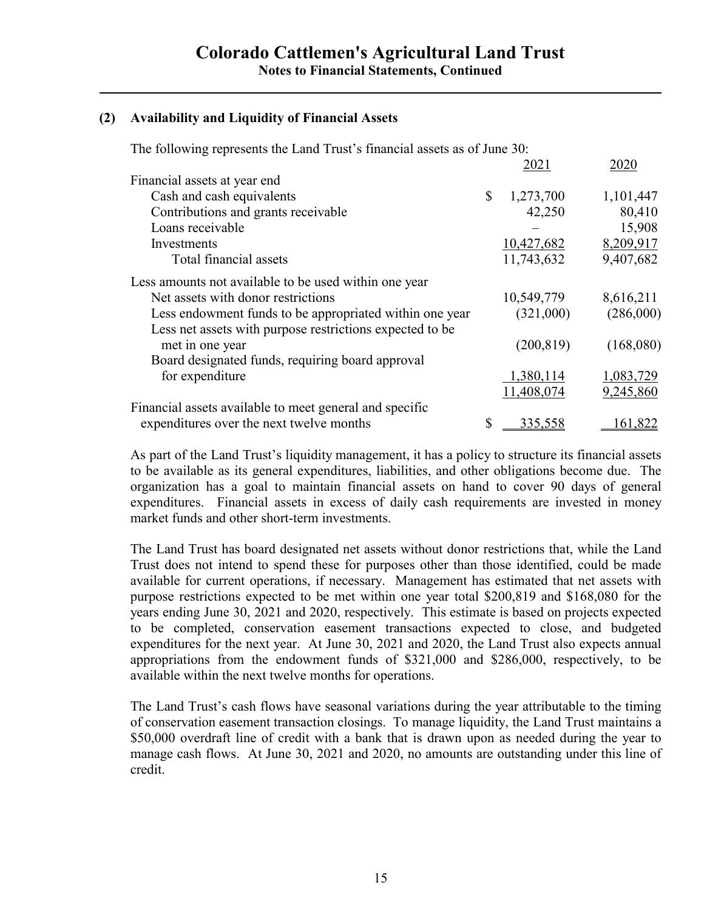# Colorado Cattlemen's Agricultural Land Trust

**Notes to Financial Statements, Continued**

## (2) Availability and Liquidity of Financial Assets

The following represents the Land Trust's financial assets as of June 30:

| | 2021 | 2020 |
|---|---|---|
| Financial assets at year end | | |
| Cash and cash equivalents | $ 1,273,700 | 1,101,447 |
| Contributions and grants receivable | 42,250 | 80,410 |
| Loans receivable | – | 15,908 |
| Investments | 10,427,682 | 8,209,917 |
| Total financial assets | 11,743,632 | 9,407,682 |
| Less amounts not available to be used within one year | | |
| Net assets with donor restrictions | 10,549,779 | 8,616,211 |
| Less endowment funds to be appropriated within one year | (321,000) | (286,000) |
| Less net assets with purpose restrictions expected to be met in one year | (200,819) | (168,080) |
| Board designated funds, requiring board approval for expenditure | 1,380,114 | 1,083,729 |
| | 11,408,074 | 9,245,860 |
| Financial assets available to meet general and specific expenditures over the next twelve months | $ 335,558 | 161,822 |

As part of the Land Trust's liquidity management, it has a policy to structure its financial assets to be available as its general expenditures, liabilities, and other obligations become due. The organization has a goal to maintain financial assets on hand to cover 90 days of general expenditures. Financial assets in excess of daily cash requirements are invested in money market funds and other short-term investments.

The Land Trust has board designated net assets without donor restrictions that, while the Land Trust does not intend to spend these for purposes other than those identified, could be made available for current operations, if necessary. Management has estimated that net assets with purpose restrictions expected to be met within one year total $200,819 and $168,080 for the years ending June 30, 2021 and 2020, respectively. This estimate is based on projects expected to be completed, conservation easement transactions expected to close, and budgeted expenditures for the next year. At June 30, 2021 and 2020, the Land Trust also expects annual appropriations from the endowment funds of $321,000 and $286,000, respectively, to be available within the next twelve months for operations.

The Land Trust's cash flows have seasonal variations during the year attributable to the timing of conservation easement transaction closings. To manage liquidity, the Land Trust maintains a $50,000 overdraft line of credit with a bank that is drawn upon as needed during the year to manage cash flows. At June 30, 2021 and 2020, no amounts are outstanding under this line of credit.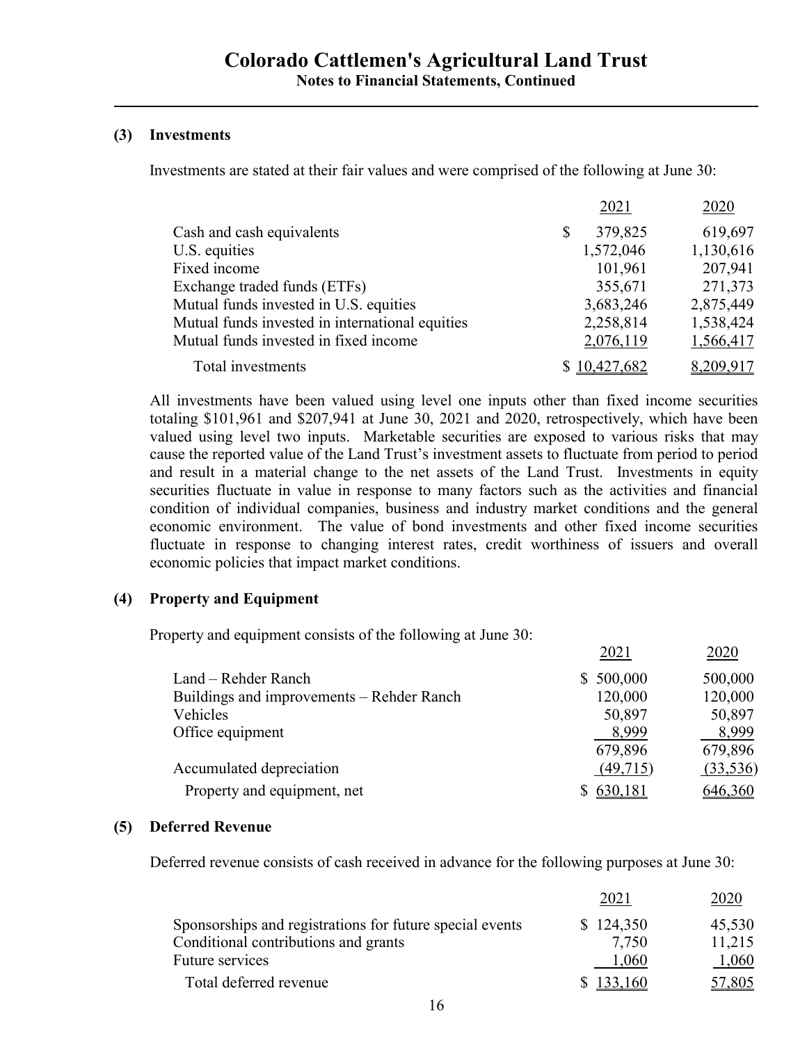# Colorado Cattlemen's Agricultural Land Trust

## Notes to Financial Statements, Continued

### (3) Investments

Investments are stated at their fair values and were comprised of the following at June 30:

| | 2021 | 2020 |
|---|---|---|
| Cash and cash equivalents | $ 379,825 | 619,697 |
| U.S. equities | 1,572,046 | 1,130,616 |
| Fixed income | 101,961 | 207,941 |
| Exchange traded funds (ETFs) | 355,671 | 271,373 |
| Mutual funds invested in U.S. equities | 3,683,246 | 2,875,449 |
| Mutual funds invested in international equities | 2,258,814 | 1,538,424 |
| Mutual funds invested in fixed income | 2,076,119 | 1,566,417 |
| Total investments | $ 10,427,682 | 8,209,917 |

All investments have been valued using level one inputs other than fixed income securities totaling $101,961 and $207,941 at June 30, 2021 and 2020, retrospectively, which have been valued using level two inputs. Marketable securities are exposed to various risks that may cause the reported value of the Land Trust's investment assets to fluctuate from period to period and result in a material change to the net assets of the Land Trust. Investments in equity securities fluctuate in value in response to many factors such as the activities and financial condition of individual companies, business and industry market conditions and the general economic environment. The value of bond investments and other fixed income securities fluctuate in response to changing interest rates, credit worthiness of issuers and overall economic policies that impact market conditions.

### (4) Property and Equipment

Property and equipment consists of the following at June 30:

| | 2021 | 2020 |
|---|---|---|
| Land – Rehder Ranch | $ 500,000 | 500,000 |
| Buildings and improvements – Rehder Ranch | 120,000 | 120,000 |
| Vehicles | 50,897 | 50,897 |
| Office equipment | 8,999 | 8,999 |
| | 679,896 | 679,896 |
| Accumulated depreciation | (49,715) | (33,536) |
| Property and equipment, net | $ 630,181 | 646,360 |

### (5) Deferred Revenue

Deferred revenue consists of cash received in advance for the following purposes at June 30:

| | 2021 | 2020 |
|---|---|---|
| Sponsorships and registrations for future special events | $ 124,350 | 45,530 |
| Conditional contributions and grants | 7,750 | 11,215 |
| Future services | 1,060 | 1,060 |
| Total deferred revenue | $ 133,160 | 57,805 |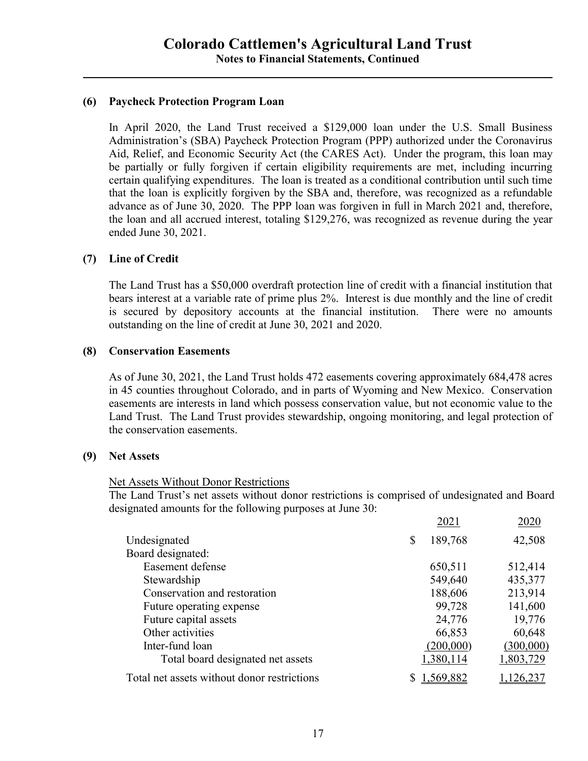## (6) Paycheck Protection Program Loan

In April 2020, the Land Trust received a \$129,000 loan under the U.S. Small Business Administration's (SBA) Paycheck Protection Program (PPP) authorized under the Coronavirus Aid, Relief, and Economic Security Act (the CARES Act). Under the program, this loan may be partially or fully forgiven if certain eligibility requirements are met, including incurring certain qualifying expenditures. The loan is treated as a conditional contribution until such time that the loan is explicitly forgiven by the SBA and, therefore, was recognized as a refundable advance as of June 30, 2020. The PPP loan was forgiven in full in March 2021 and, therefore, the loan and all accrued interest, totaling \$129,276, was recognized as revenue during the year ended June 30, 2021.

## (7) Line of Credit

The Land Trust has a \$50,000 overdraft protection line of credit with a financial institution that bears interest at a variable rate of prime plus 2%. Interest is due monthly and the line of credit is secured by depository accounts at the financial institution. There were no amounts outstanding on the line of credit at June 30, 2021 and 2020.

## (8) Conservation Easements

As of June 30, 2021, the Land Trust holds 472 easements covering approximately 684,478 acres in 45 counties throughout Colorado, and in parts of Wyoming and New Mexico. Conservation easements are interests in land which possess conservation value, but not economic value to the Land Trust. The Land Trust provides stewardship, ongoing monitoring, and legal protection of the conservation easements.

## (9) Net Assets

Net Assets Without Donor Restrictions

The Land Trust's net assets without donor restrictions is comprised of undesignated and Board designated amounts for the following purposes at June 30:

| | 2021 | 2020 |
|---|---|---|
| Undesignated | $ 189,768 | 42,508 |
| Board designated: | | |
| Easement defense | 650,511 | 512,414 |
| Stewardship | 549,640 | 435,377 |
| Conservation and restoration | 188,606 | 213,914 |
| Future operating expense | 99,728 | 141,600 |
| Future capital assets | 24,776 | 19,776 |
| Other activities | 66,853 | 60,648 |
| Inter-fund loan | (200,000) | (300,000) |
| Total board designated net assets | 1,380,114 | 1,803,729 |
| Total net assets without donor restrictions | $ 1,569,882 | 1,126,237 |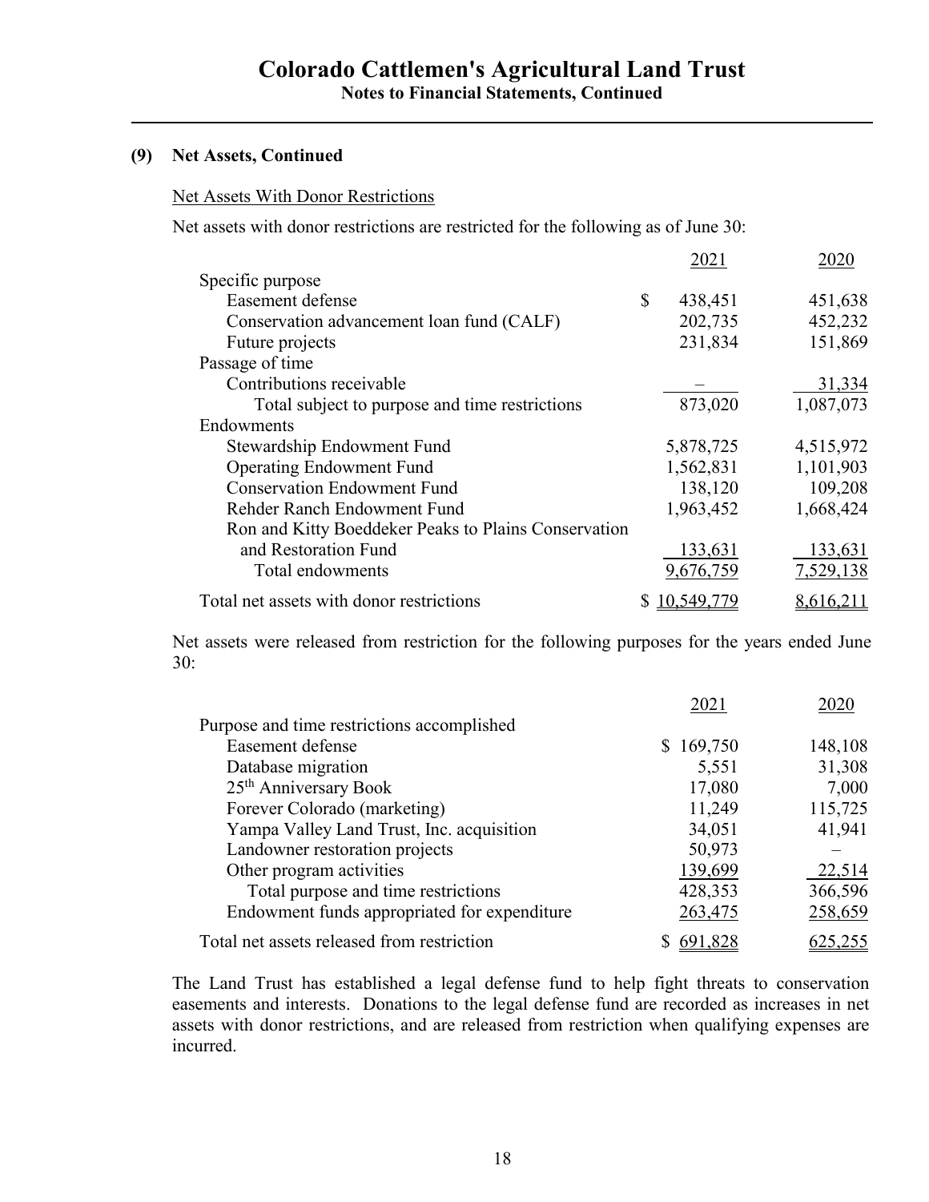# Colorado Cattlemen's Agricultural Land Trust

**Notes to Financial Statements, Continued**

## (9) Net Assets, Continued

Net Assets With Donor Restrictions

Net assets with donor restrictions are restricted for the following as of June 30:

| | 2021 | 2020 |
|---|---|---|
| Specific purpose | | |
| Easement defense | $ 438,451 | 451,638 |
| Conservation advancement loan fund (CALF) | 202,735 | 452,232 |
| Future projects | 231,834 | 151,869 |
| Passage of time | | |
| Contributions receivable | – | 31,334 |
| Total subject to purpose and time restrictions | 873,020 | 1,087,073 |
| Endowments | | |
| Stewardship Endowment Fund | 5,878,725 | 4,515,972 |
| Operating Endowment Fund | 1,562,831 | 1,101,903 |
| Conservation Endowment Fund | 138,120 | 109,208 |
| Rehder Ranch Endowment Fund | 1,963,452 | 1,668,424 |
| Ron and Kitty Boeddeker Peaks to Plains Conservation and Restoration Fund | 133,631 | 133,631 |
| Total endowments | 9,676,759 | 7,529,138 |
| Total net assets with donor restrictions | $ 10,549,779 | 8,616,211 |

Net assets were released from restriction for the following purposes for the years ended June 30:

| | 2021 | 2020 |
|---|---|---|
| Purpose and time restrictions accomplished | | |
| Easement defense | $ 169,750 | 148,108 |
| Database migration | 5,551 | 31,308 |
| 25th Anniversary Book | 17,080 | 7,000 |
| Forever Colorado (marketing) | 11,249 | 115,725 |
| Yampa Valley Land Trust, Inc. acquisition | 34,051 | 41,941 |
| Landowner restoration projects | 50,973 | – |
| Other program activities | 139,699 | 22,514 |
| Total purpose and time restrictions | 428,353 | 366,596 |
| Endowment funds appropriated for expenditure | 263,475 | 258,659 |
| Total net assets released from restriction | $ 691,828 | 625,255 |

The Land Trust has established a legal defense fund to help fight threats to conservation easements and interests. Donations to the legal defense fund are recorded as increases in net assets with donor restrictions, and are released from restriction when qualifying expenses are incurred.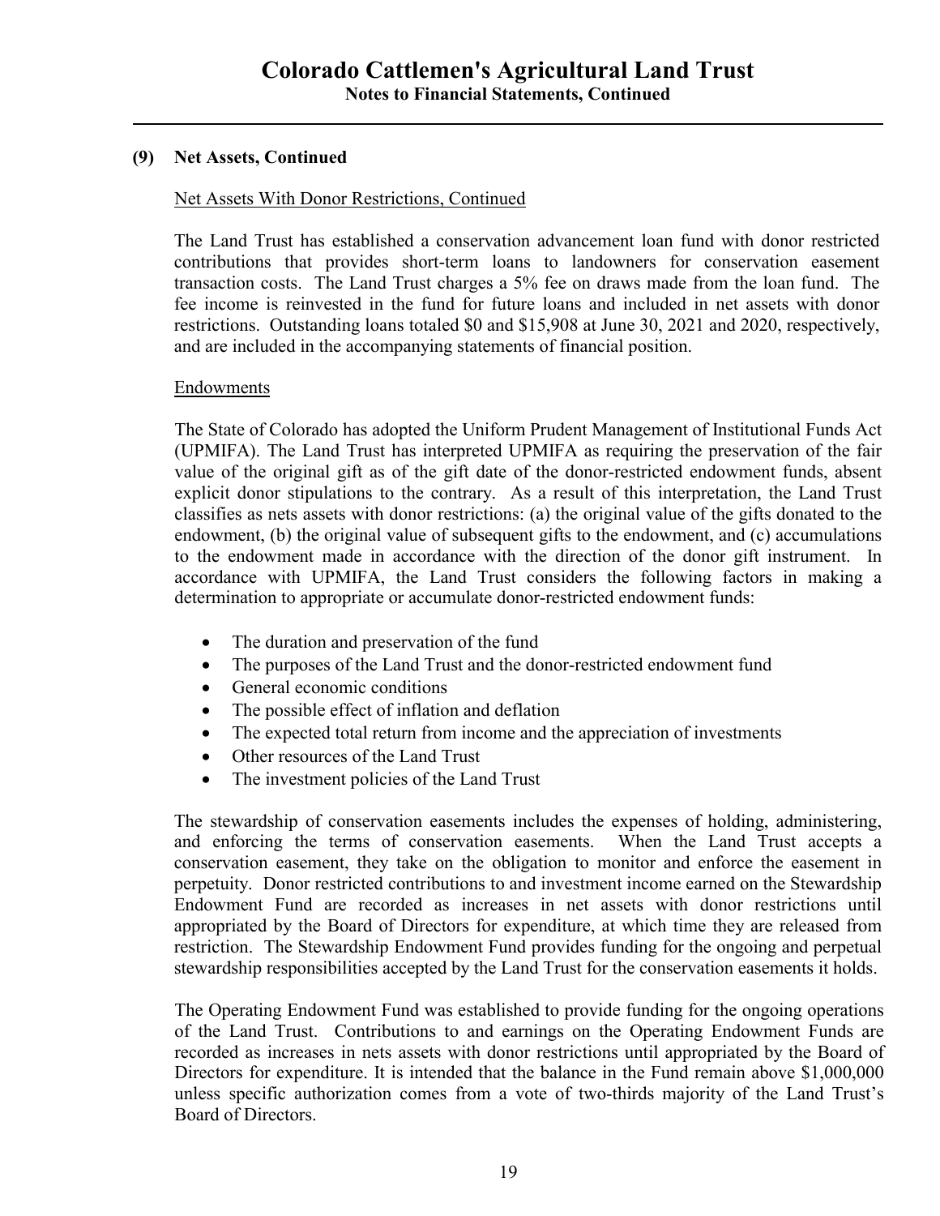## (9) Net Assets, Continued

Net Assets With Donor Restrictions, Continued

The Land Trust has established a conservation advancement loan fund with donor restricted contributions that provides short-term loans to landowners for conservation easement transaction costs. The Land Trust charges a 5% fee on draws made from the loan fund. The fee income is reinvested in the fund for future loans and included in net assets with donor restrictions. Outstanding loans totaled $0 and $15,908 at June 30, 2021 and 2020, respectively, and are included in the accompanying statements of financial position.

Endowments

The State of Colorado has adopted the Uniform Prudent Management of Institutional Funds Act (UPMIFA). The Land Trust has interpreted UPMIFA as requiring the preservation of the fair value of the original gift as of the gift date of the donor-restricted endowment funds, absent explicit donor stipulations to the contrary. As a result of this interpretation, the Land Trust classifies as nets assets with donor restrictions: (a) the original value of the gifts donated to the endowment, (b) the original value of subsequent gifts to the endowment, and (c) accumulations to the endowment made in accordance with the direction of the donor gift instrument. In accordance with UPMIFA, the Land Trust considers the following factors in making a determination to appropriate or accumulate donor-restricted endowment funds:

- The duration and preservation of the fund
- The purposes of the Land Trust and the donor-restricted endowment fund
- General economic conditions
- The possible effect of inflation and deflation
- The expected total return from income and the appreciation of investments
- Other resources of the Land Trust
- The investment policies of the Land Trust

The stewardship of conservation easements includes the expenses of holding, administering, and enforcing the terms of conservation easements. When the Land Trust accepts a conservation easement, they take on the obligation to monitor and enforce the easement in perpetuity. Donor restricted contributions to and investment income earned on the Stewardship Endowment Fund are recorded as increases in net assets with donor restrictions until appropriated by the Board of Directors for expenditure, at which time they are released from restriction. The Stewardship Endowment Fund provides funding for the ongoing and perpetual stewardship responsibilities accepted by the Land Trust for the conservation easements it holds.

The Operating Endowment Fund was established to provide funding for the ongoing operations of the Land Trust. Contributions to and earnings on the Operating Endowment Funds are recorded as increases in nets assets with donor restrictions until appropriated by the Board of Directors for expenditure. It is intended that the balance in the Fund remain above $1,000,000 unless specific authorization comes from a vote of two-thirds majority of the Land Trust's Board of Directors.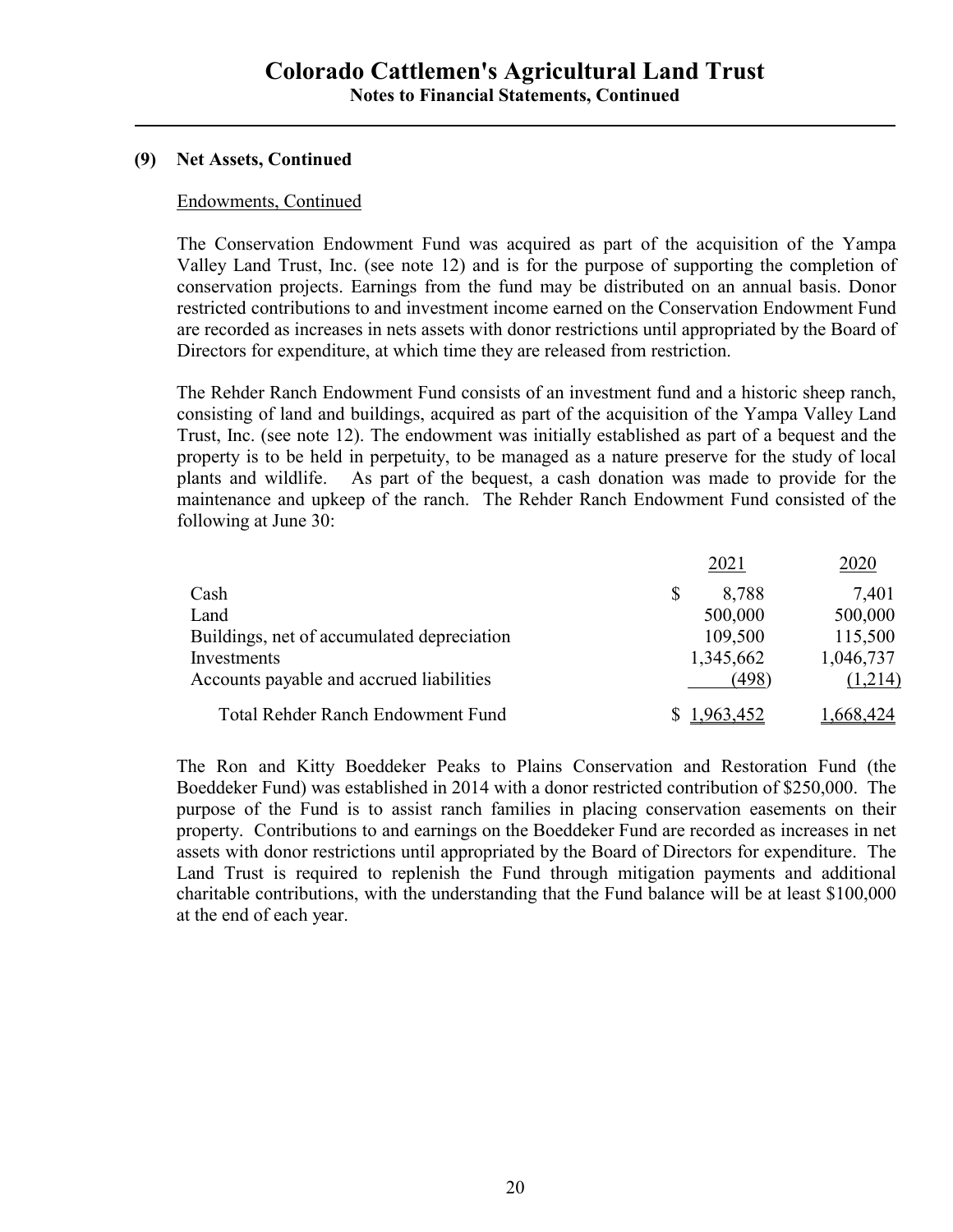## (9) Net Assets, Continued

Endowments, Continued

The Conservation Endowment Fund was acquired as part of the acquisition of the Yampa Valley Land Trust, Inc. (see note 12) and is for the purpose of supporting the completion of conservation projects. Earnings from the fund may be distributed on an annual basis. Donor restricted contributions to and investment income earned on the Conservation Endowment Fund are recorded as increases in nets assets with donor restrictions until appropriated by the Board of Directors for expenditure, at which time they are released from restriction.

The Rehder Ranch Endowment Fund consists of an investment fund and a historic sheep ranch, consisting of land and buildings, acquired as part of the acquisition of the Yampa Valley Land Trust, Inc. (see note 12). The endowment was initially established as part of a bequest and the property is to be held in perpetuity, to be managed as a nature preserve for the study of local plants and wildlife. As part of the bequest, a cash donation was made to provide for the maintenance and upkeep of the ranch. The Rehder Ranch Endowment Fund consisted of the following at June 30:

| | 2021 | 2020 |
|---|---|---|
| Cash | $ 8,788 | 7,401 |
| Land | 500,000 | 500,000 |
| Buildings, net of accumulated depreciation | 109,500 | 115,500 |
| Investments | 1,345,662 | 1,046,737 |
| Accounts payable and accrued liabilities | (498) | (1,214) |
| Total Rehder Ranch Endowment Fund | $ 1,963,452 | 1,668,424 |

The Ron and Kitty Boeddeker Peaks to Plains Conservation and Restoration Fund (the Boeddeker Fund) was established in 2014 with a donor restricted contribution of $250,000. The purpose of the Fund is to assist ranch families in placing conservation easements on their property. Contributions to and earnings on the Boeddeker Fund are recorded as increases in net assets with donor restrictions until appropriated by the Board of Directors for expenditure. The Land Trust is required to replenish the Fund through mitigation payments and additional charitable contributions, with the understanding that the Fund balance will be at least $100,000 at the end of each year.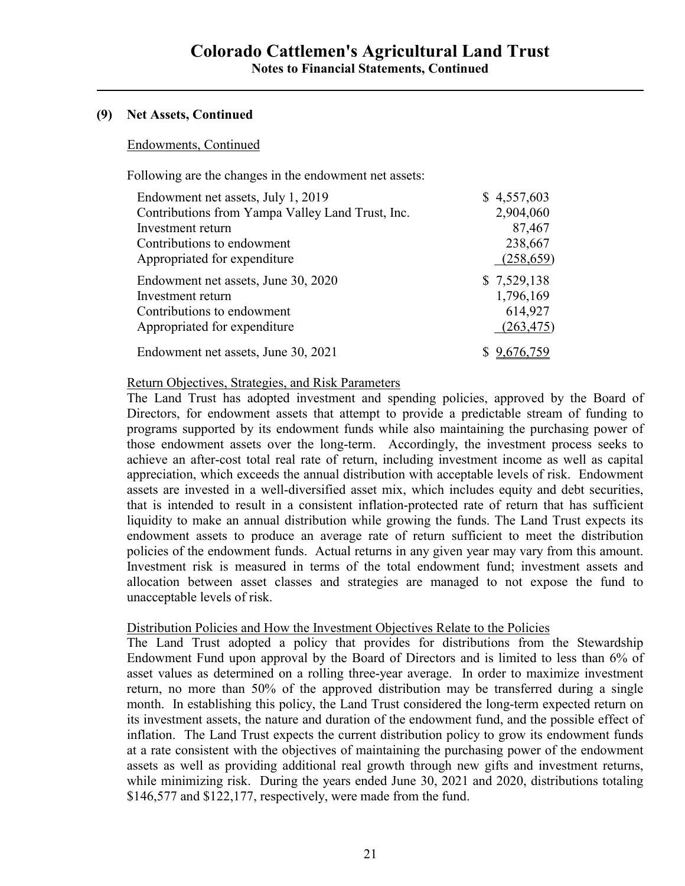## (9) Net Assets, Continued

### Endowments, Continued

Following are the changes in the endowment net assets:

| | |
|---|---|
| Endowment net assets, July 1, 2019 | $ 4,557,603 |
| Contributions from Yampa Valley Land Trust, Inc. | 2,904,060 |
| Investment return | 87,467 |
| Contributions to endowment | 238,667 |
| Appropriated for expenditure | (258,659) |
| Endowment net assets, June 30, 2020 | $ 7,529,138 |
| Investment return | 1,796,169 |
| Contributions to endowment | 614,927 |
| Appropriated for expenditure | (263,475) |
| Endowment net assets, June 30, 2021 | $ 9,676,759 |

### Return Objectives, Strategies, and Risk Parameters

The Land Trust has adopted investment and spending policies, approved by the Board of Directors, for endowment assets that attempt to provide a predictable stream of funding to programs supported by its endowment funds while also maintaining the purchasing power of those endowment assets over the long-term. Accordingly, the investment process seeks to achieve an after-cost total real rate of return, including investment income as well as capital appreciation, which exceeds the annual distribution with acceptable levels of risk. Endowment assets are invested in a well-diversified asset mix, which includes equity and debt securities, that is intended to result in a consistent inflation-protected rate of return that has sufficient liquidity to make an annual distribution while growing the funds. The Land Trust expects its endowment assets to produce an average rate of return sufficient to meet the distribution policies of the endowment funds. Actual returns in any given year may vary from this amount. Investment risk is measured in terms of the total endowment fund; investment assets and allocation between asset classes and strategies are managed to not expose the fund to unacceptable levels of risk.

### Distribution Policies and How the Investment Objectives Relate to the Policies

The Land Trust adopted a policy that provides for distributions from the Stewardship Endowment Fund upon approval by the Board of Directors and is limited to less than 6% of asset values as determined on a rolling three-year average. In order to maximize investment return, no more than 50% of the approved distribution may be transferred during a single month. In establishing this policy, the Land Trust considered the long-term expected return on its investment assets, the nature and duration of the endowment fund, and the possible effect of inflation. The Land Trust expects the current distribution policy to grow its endowment funds at a rate consistent with the objectives of maintaining the purchasing power of the endowment assets as well as providing additional real growth through new gifts and investment returns, while minimizing risk. During the years ended June 30, 2021 and 2020, distributions totaling $146,577 and $122,177, respectively, were made from the fund.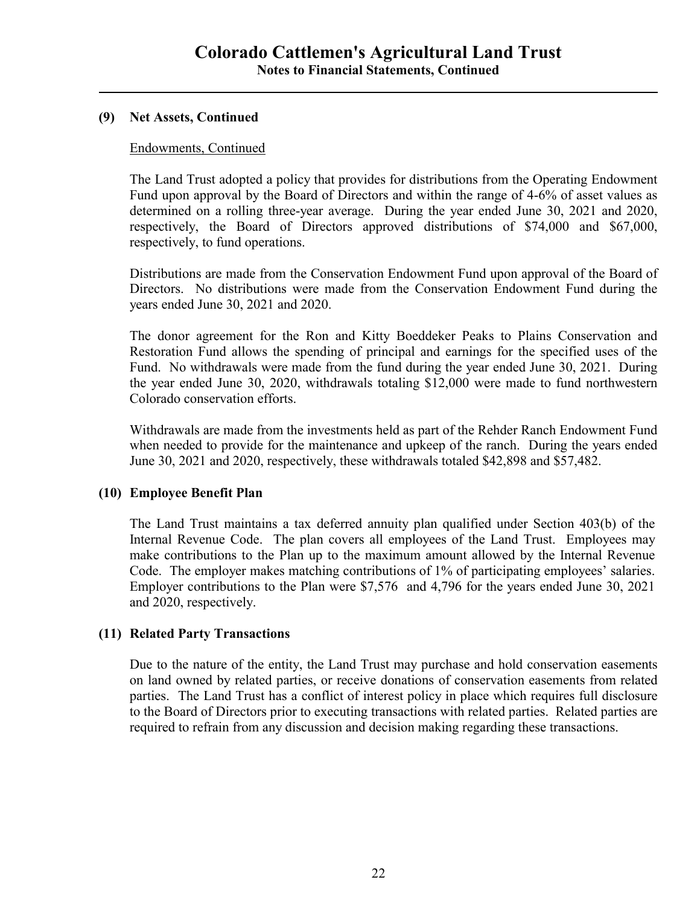### (9) Net Assets, Continued

Endowments, Continued

The Land Trust adopted a policy that provides for distributions from the Operating Endowment Fund upon approval by the Board of Directors and within the range of 4-6% of asset values as determined on a rolling three-year average. During the year ended June 30, 2021 and 2020, respectively, the Board of Directors approved distributions of $74,000 and $67,000, respectively, to fund operations.

Distributions are made from the Conservation Endowment Fund upon approval of the Board of Directors. No distributions were made from the Conservation Endowment Fund during the years ended June 30, 2021 and 2020.

The donor agreement for the Ron and Kitty Boeddeker Peaks to Plains Conservation and Restoration Fund allows the spending of principal and earnings for the specified uses of the Fund. No withdrawals were made from the fund during the year ended June 30, 2021. During the year ended June 30, 2020, withdrawals totaling $12,000 were made to fund northwestern Colorado conservation efforts.

Withdrawals are made from the investments held as part of the Rehder Ranch Endowment Fund when needed to provide for the maintenance and upkeep of the ranch. During the years ended June 30, 2021 and 2020, respectively, these withdrawals totaled $42,898 and $57,482.

### (10) Employee Benefit Plan

The Land Trust maintains a tax deferred annuity plan qualified under Section 403(b) of the Internal Revenue Code. The plan covers all employees of the Land Trust. Employees may make contributions to the Plan up to the maximum amount allowed by the Internal Revenue Code. The employer makes matching contributions of 1% of participating employees' salaries. Employer contributions to the Plan were $7,576 and 4,796 for the years ended June 30, 2021 and 2020, respectively.

### (11) Related Party Transactions

Due to the nature of the entity, the Land Trust may purchase and hold conservation easements on land owned by related parties, or receive donations of conservation easements from related parties. The Land Trust has a conflict of interest policy in place which requires full disclosure to the Board of Directors prior to executing transactions with related parties. Related parties are required to refrain from any discussion and decision making regarding these transactions.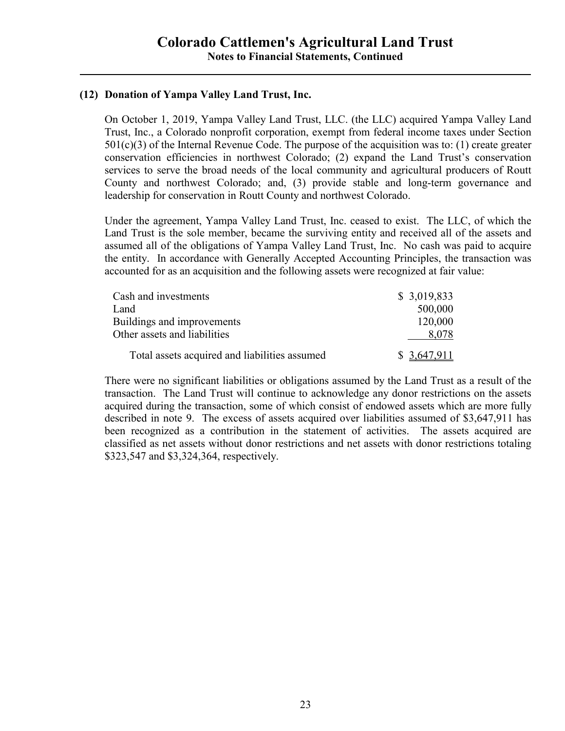### (12) Donation of Yampa Valley Land Trust, Inc.

On October 1, 2019, Yampa Valley Land Trust, LLC. (the LLC) acquired Yampa Valley Land Trust, Inc., a Colorado nonprofit corporation, exempt from federal income taxes under Section 501(c)(3) of the Internal Revenue Code. The purpose of the acquisition was to: (1) create greater conservation efficiencies in northwest Colorado; (2) expand the Land Trust's conservation services to serve the broad needs of the local community and agricultural producers of Routt County and northwest Colorado; and, (3) provide stable and long-term governance and leadership for conservation in Routt County and northwest Colorado.

Under the agreement, Yampa Valley Land Trust, Inc. ceased to exist. The LLC, of which the Land Trust is the sole member, became the surviving entity and received all of the assets and assumed all of the obligations of Yampa Valley Land Trust, Inc. No cash was paid to acquire the entity. In accordance with Generally Accepted Accounting Principles, the transaction was accounted for as an acquisition and the following assets were recognized at fair value:

| | |
|---|---|
| Cash and investments | $ 3,019,833 |
| Land | 500,000 |
| Buildings and improvements | 120,000 |
| Other assets and liabilities | 8,078 |
| Total assets acquired and liabilities assumed | $ 3,647,911 |

There were no significant liabilities or obligations assumed by the Land Trust as a result of the transaction. The Land Trust will continue to acknowledge any donor restrictions on the assets acquired during the transaction, some of which consist of endowed assets which are more fully described in note 9. The excess of assets acquired over liabilities assumed of $3,647,911 has been recognized as a contribution in the statement of activities. The assets acquired are classified as net assets without donor restrictions and net assets with donor restrictions totaling $323,547 and $3,324,364, respectively.